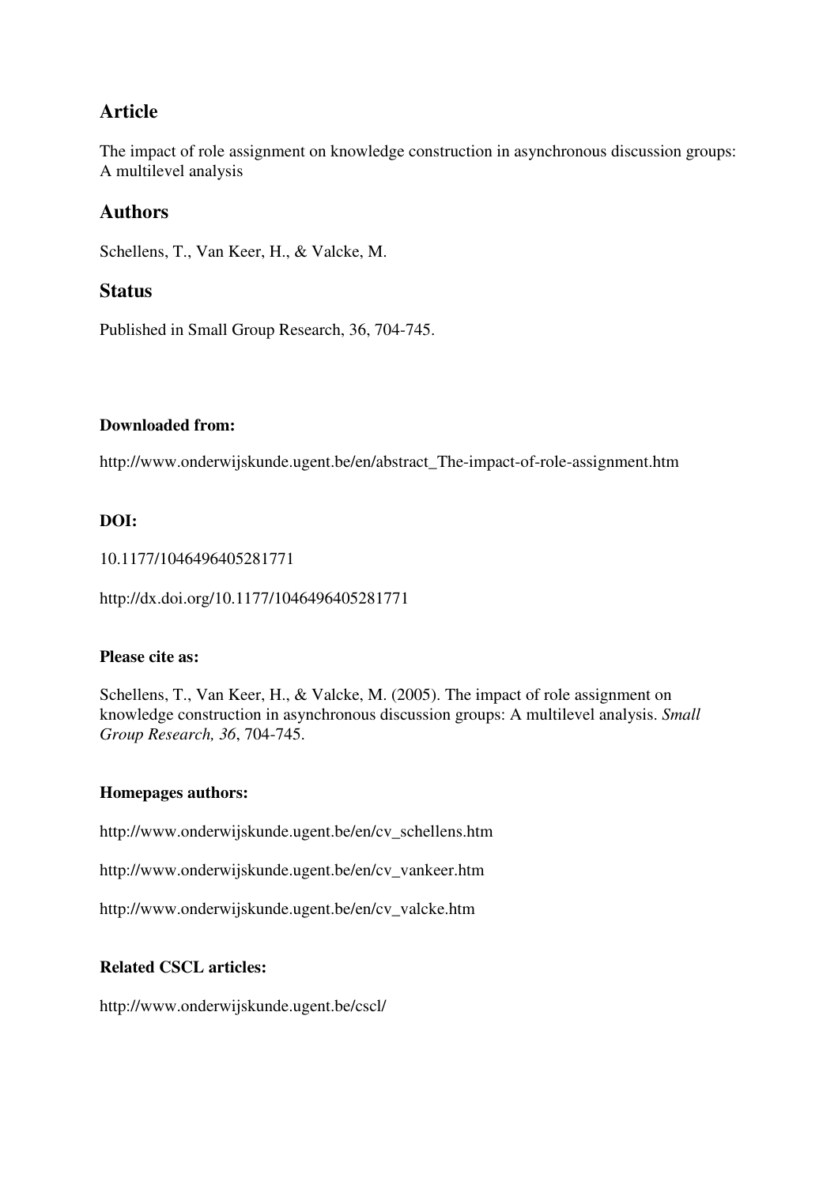## Article

The impact of role assignment on knowledge construction in asynchronous discussion groups: A multilevel analysis

## Authors

Schellens, T., Van Keer, H., & Valcke, M.

## Status

Published in Small Group Research, 36, 704-745.

**Downloaded from:**

http://www.onderwijskunde.ugent.be/en/abstract_The-impact-of-role-assignment.htm

**DOI:**

10.1177/1046496405281771

http://dx.doi.org/10.1177/1046496405281771

**Please cite as:**

Schellens, T., Van Keer, H., & Valcke, M. (2005). The impact of role assignment on knowledge construction in asynchronous discussion groups: A multilevel analysis. *Small Group Research, 36*, 704-745.

**Homepages authors:**

http://www.onderwijskunde.ugent.be/en/cv_schellens.htm

http://www.onderwijskunde.ugent.be/en/cv_vankeer.htm

http://www.onderwijskunde.ugent.be/en/cv_valcke.htm

**Related CSCL articles:**

http://www.onderwijskunde.ugent.be/cscl/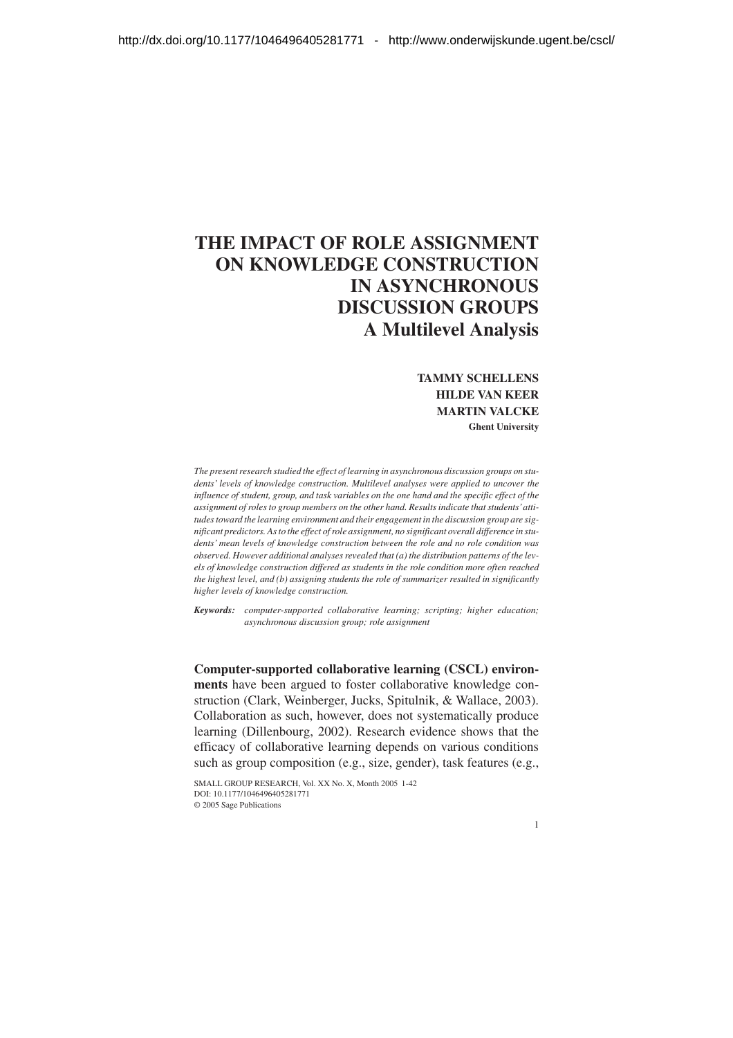# THE IMPACT OF ROLE ASSIGNMENT ON KNOWLEDGE CONSTRUCTION IN ASYNCHRONOUS DISCUSSION GROUPS

## A Multilevel Analysis

**TAMMY SCHELLENS**
**HILDE VAN KEER**
**MARTIN VALCKE**
**Ghent University**

*The present research studied the effect of learning in asynchronous discussion groups on students' levels of knowledge construction. Multilevel analyses were applied to uncover the influence of student, group, and task variables on the one hand and the specific effect of the assignment of roles to group members on the other hand. Results indicate that students' attitudes toward the learning environment and their engagement in the discussion group are significant predictors. As to the effect of role assignment, no significant overall difference in students' mean levels of knowledge construction between the role and no role condition was observed. However additional analyses revealed that (a) the distribution patterns of the levels of knowledge construction differed as students in the role condition more often reached the highest level, and (b) assigning students the role of summarizer resulted in significantly higher levels of knowledge construction.*

***Keywords:*** *computer-supported collaborative learning; scripting; higher education; asynchronous discussion group; role assignment*

**Computer-supported collaborative learning (CSCL) environments** have been argued to foster collaborative knowledge construction (Clark, Weinberger, Jucks, Spitulnik, & Wallace, 2003). Collaboration as such, however, does not systematically produce learning (Dillenbourg, 2002). Research evidence shows that the efficacy of collaborative learning depends on various conditions such as group composition (e.g., size, gender), task features (e.g.,

SMALL GROUP RESEARCH, Vol. XX No. X, Month 2005 1-42
DOI: 10.1177/1046496405281771
© 2005 Sage Publications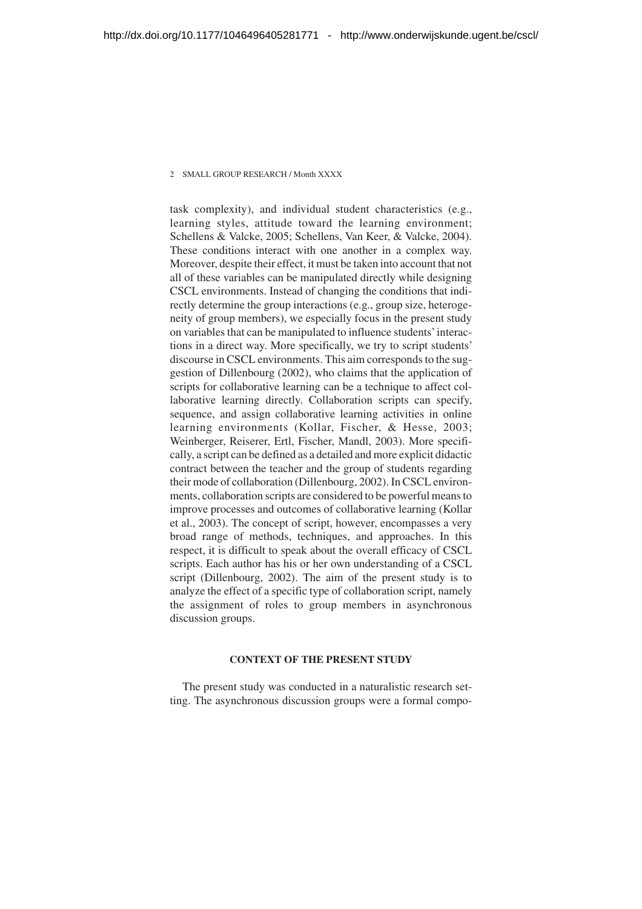task complexity), and individual student characteristics (e.g., learning styles, attitude toward the learning environment; Schellens & Valcke, 2005; Schellens, Van Keer, & Valcke, 2004). These conditions interact with one another in a complex way. Moreover, despite their effect, it must be taken into account that not all of these variables can be manipulated directly while designing CSCL environments. Instead of changing the conditions that indirectly determine the group interactions (e.g., group size, heterogeneity of group members), we especially focus in the present study on variables that can be manipulated to influence students' interactions in a direct way. More specifically, we try to script students' discourse in CSCL environments. This aim corresponds to the suggestion of Dillenbourg (2002), who claims that the application of scripts for collaborative learning can be a technique to affect collaborative learning directly. Collaboration scripts can specify, sequence, and assign collaborative learning activities in online learning environments (Kollar, Fischer, & Hesse, 2003; Weinberger, Reiserer, Ertl, Fischer, Mandl, 2003). More specifically, a script can be defined as a detailed and more explicit didactic contract between the teacher and the group of students regarding their mode of collaboration (Dillenbourg, 2002). In CSCL environments, collaboration scripts are considered to be powerful means to improve processes and outcomes of collaborative learning (Kollar et al., 2003). The concept of script, however, encompasses a very broad range of methods, techniques, and approaches. In this respect, it is difficult to speak about the overall efficacy of CSCL scripts. Each author has his or her own understanding of a CSCL script (Dillenbourg, 2002). The aim of the present study is to analyze the effect of a specific type of collaboration script, namely the assignment of roles to group members in asynchronous discussion groups.

## CONTEXT OF THE PRESENT STUDY

The present study was conducted in a naturalistic research setting. The asynchronous discussion groups were a formal compo-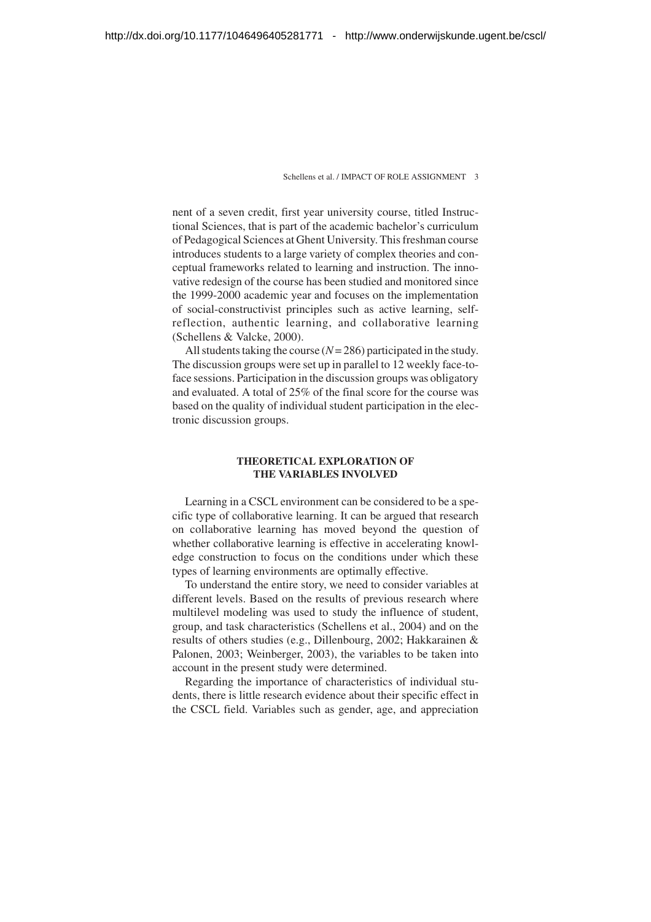nent of a seven credit, first year university course, titled Instructional Sciences, that is part of the academic bachelor's curriculum of Pedagogical Sciences at Ghent University. This freshman course introduces students to a large variety of complex theories and conceptual frameworks related to learning and instruction. The innovative redesign of the course has been studied and monitored since the 1999-2000 academic year and focuses on the implementation of social-constructivist principles such as active learning, self-reflection, authentic learning, and collaborative learning (Schellens & Valcke, 2000).

All students taking the course ($N = 286$) participated in the study. The discussion groups were set up in parallel to 12 weekly face-to-face sessions. Participation in the discussion groups was obligatory and evaluated. A total of 25% of the final score for the course was based on the quality of individual student participation in the electronic discussion groups.

## THEORETICAL EXPLORATION OF THE VARIABLES INVOLVED

Learning in a CSCL environment can be considered to be a specific type of collaborative learning. It can be argued that research on collaborative learning has moved beyond the question of whether collaborative learning is effective in accelerating knowledge construction to focus on the conditions under which these types of learning environments are optimally effective.

To understand the entire story, we need to consider variables at different levels. Based on the results of previous research where multilevel modeling was used to study the influence of student, group, and task characteristics (Schellens et al., 2004) and on the results of others studies (e.g., Dillenbourg, 2002; Hakkarainen & Palonen, 2003; Weinberger, 2003), the variables to be taken into account in the present study were determined.

Regarding the importance of characteristics of individual students, there is little research evidence about their specific effect in the CSCL field. Variables such as gender, age, and appreciation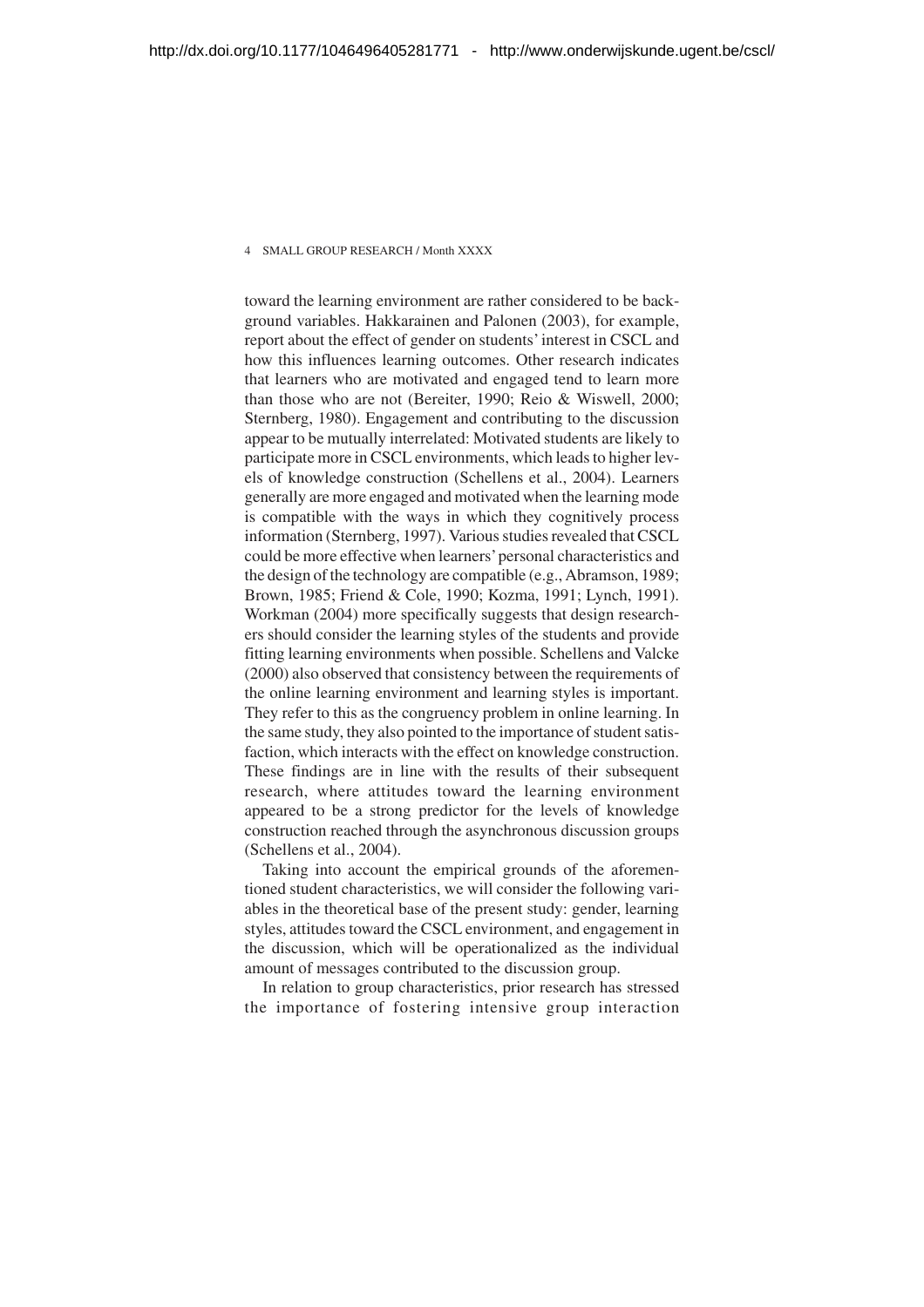toward the learning environment are rather considered to be background variables. Hakkarainen and Palonen (2003), for example, report about the effect of gender on students' interest in CSCL and how this influences learning outcomes. Other research indicates that learners who are motivated and engaged tend to learn more than those who are not (Bereiter, 1990; Reio & Wiswell, 2000; Sternberg, 1980). Engagement and contributing to the discussion appear to be mutually interrelated: Motivated students are likely to participate more in CSCL environments, which leads to higher levels of knowledge construction (Schellens et al., 2004). Learners generally are more engaged and motivated when the learning mode is compatible with the ways in which they cognitively process information (Sternberg, 1997). Various studies revealed that CSCL could be more effective when learners' personal characteristics and the design of the technology are compatible (e.g., Abramson, 1989; Brown, 1985; Friend & Cole, 1990; Kozma, 1991; Lynch, 1991). Workman (2004) more specifically suggests that design researchers should consider the learning styles of the students and provide fitting learning environments when possible. Schellens and Valcke (2000) also observed that consistency between the requirements of the online learning environment and learning styles is important. They refer to this as the congruency problem in online learning. In the same study, they also pointed to the importance of student satisfaction, which interacts with the effect on knowledge construction. These findings are in line with the results of their subsequent research, where attitudes toward the learning environment appeared to be a strong predictor for the levels of knowledge construction reached through the asynchronous discussion groups (Schellens et al., 2004).

Taking into account the empirical grounds of the aforementioned student characteristics, we will consider the following variables in the theoretical base of the present study: gender, learning styles, attitudes toward the CSCL environment, and engagement in the discussion, which will be operationalized as the individual amount of messages contributed to the discussion group.

In relation to group characteristics, prior research has stressed the importance of fostering intensive group interaction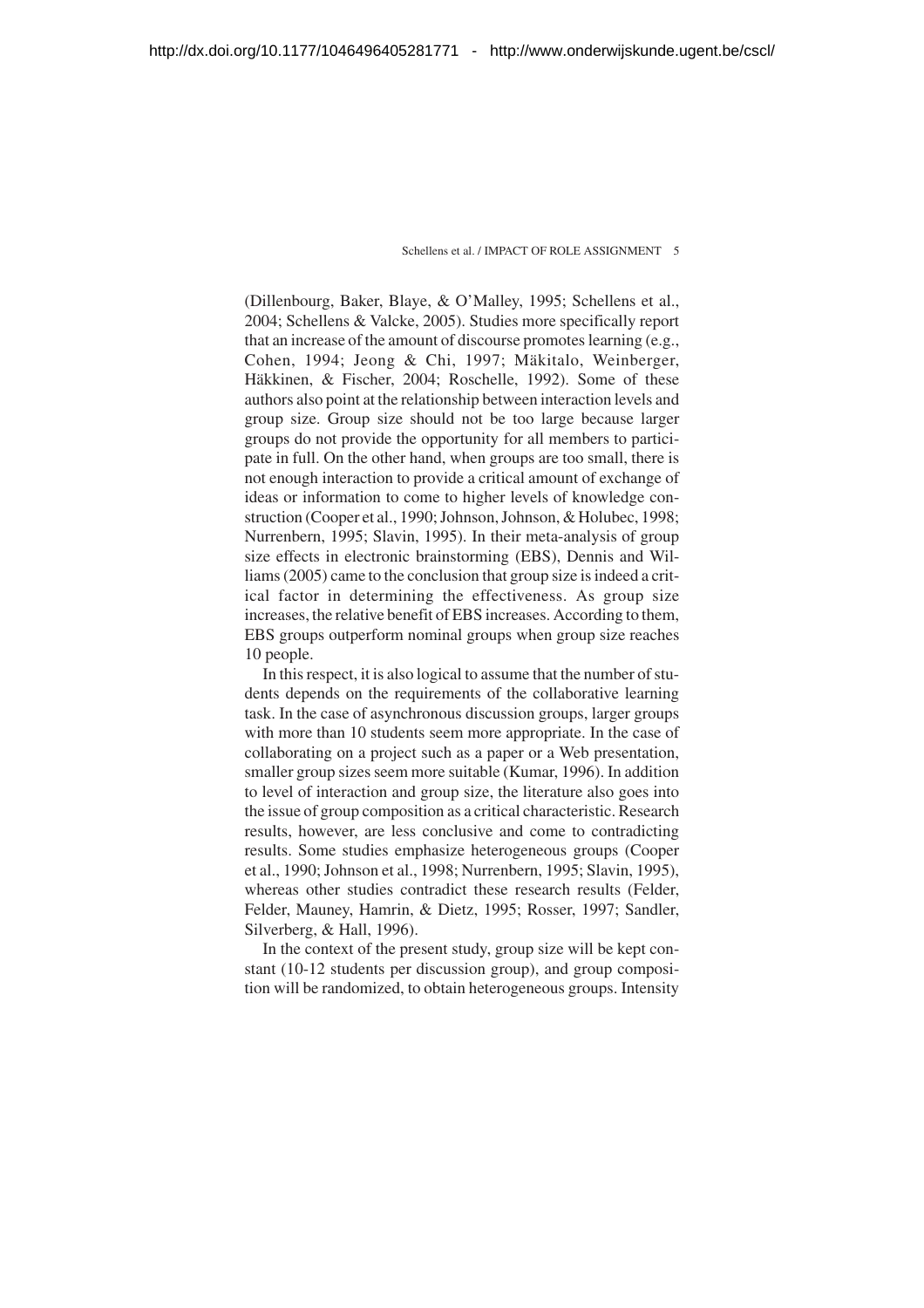(Dillenbourg, Baker, Blaye, & O'Malley, 1995; Schellens et al., 2004; Schellens & Valcke, 2005). Studies more specifically report that an increase of the amount of discourse promotes learning (e.g., Cohen, 1994; Jeong & Chi, 1997; Mäkitalo, Weinberger, Häkkinen, & Fischer, 2004; Roschelle, 1992). Some of these authors also point at the relationship between interaction levels and group size. Group size should not be too large because larger groups do not provide the opportunity for all members to participate in full. On the other hand, when groups are too small, there is not enough interaction to provide a critical amount of exchange of ideas or information to come to higher levels of knowledge construction (Cooper et al., 1990; Johnson, Johnson, & Holubec, 1998; Nurrenbern, 1995; Slavin, 1995). In their meta-analysis of group size effects in electronic brainstorming (EBS), Dennis and Williams (2005) came to the conclusion that group size is indeed a critical factor in determining the effectiveness. As group size increases, the relative benefit of EBS increases. According to them, EBS groups outperform nominal groups when group size reaches 10 people.

In this respect, it is also logical to assume that the number of students depends on the requirements of the collaborative learning task. In the case of asynchronous discussion groups, larger groups with more than 10 students seem more appropriate. In the case of collaborating on a project such as a paper or a Web presentation, smaller group sizes seem more suitable (Kumar, 1996). In addition to level of interaction and group size, the literature also goes into the issue of group composition as a critical characteristic. Research results, however, are less conclusive and come to contradicting results. Some studies emphasize heterogeneous groups (Cooper et al., 1990; Johnson et al., 1998; Nurrenbern, 1995; Slavin, 1995), whereas other studies contradict these research results (Felder, Felder, Mauney, Hamrin, & Dietz, 1995; Rosser, 1997; Sandler, Silverberg, & Hall, 1996).

In the context of the present study, group size will be kept constant (10-12 students per discussion group), and group composition will be randomized, to obtain heterogeneous groups. Intensity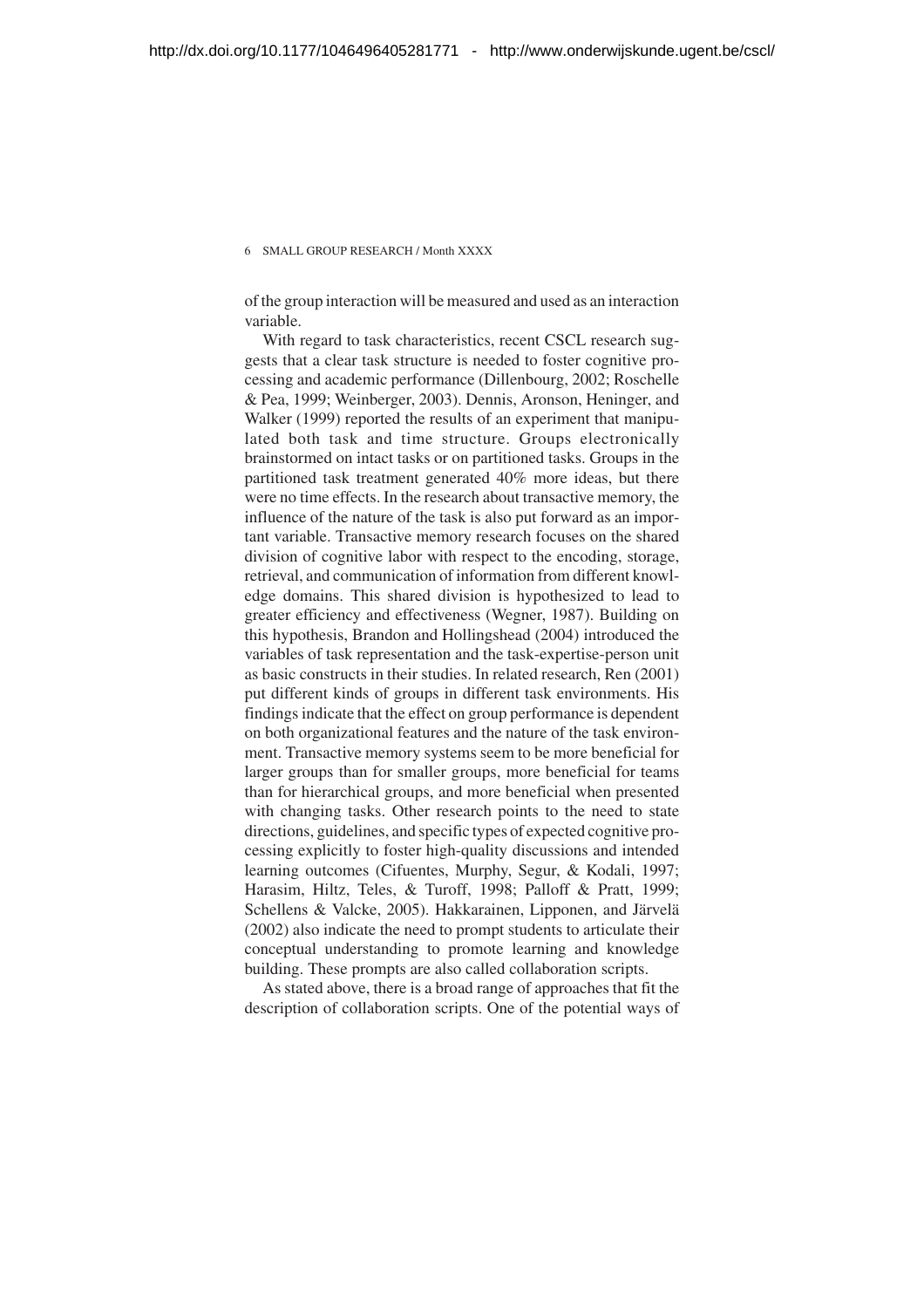of the group interaction will be measured and used as an interaction variable.

With regard to task characteristics, recent CSCL research suggests that a clear task structure is needed to foster cognitive processing and academic performance (Dillenbourg, 2002; Roschelle & Pea, 1999; Weinberger, 2003). Dennis, Aronson, Heninger, and Walker (1999) reported the results of an experiment that manipulated both task and time structure. Groups electronically brainstormed on intact tasks or on partitioned tasks. Groups in the partitioned task treatment generated 40% more ideas, but there were no time effects. In the research about transactive memory, the influence of the nature of the task is also put forward as an important variable. Transactive memory research focuses on the shared division of cognitive labor with respect to the encoding, storage, retrieval, and communication of information from different knowledge domains. This shared division is hypothesized to lead to greater efficiency and effectiveness (Wegner, 1987). Building on this hypothesis, Brandon and Hollingshead (2004) introduced the variables of task representation and the task-expertise-person unit as basic constructs in their studies. In related research, Ren (2001) put different kinds of groups in different task environments. His findings indicate that the effect on group performance is dependent on both organizational features and the nature of the task environment. Transactive memory systems seem to be more beneficial for larger groups than for smaller groups, more beneficial for teams than for hierarchical groups, and more beneficial when presented with changing tasks. Other research points to the need to state directions, guidelines, and specific types of expected cognitive processing explicitly to foster high-quality discussions and intended learning outcomes (Cifuentes, Murphy, Segur, & Kodali, 1997; Harasim, Hiltz, Teles, & Turoff, 1998; Palloff & Pratt, 1999; Schellens & Valcke, 2005). Hakkarainen, Lipponen, and Järvelä (2002) also indicate the need to prompt students to articulate their conceptual understanding to promote learning and knowledge building. These prompts are also called collaboration scripts.

As stated above, there is a broad range of approaches that fit the description of collaboration scripts. One of the potential ways of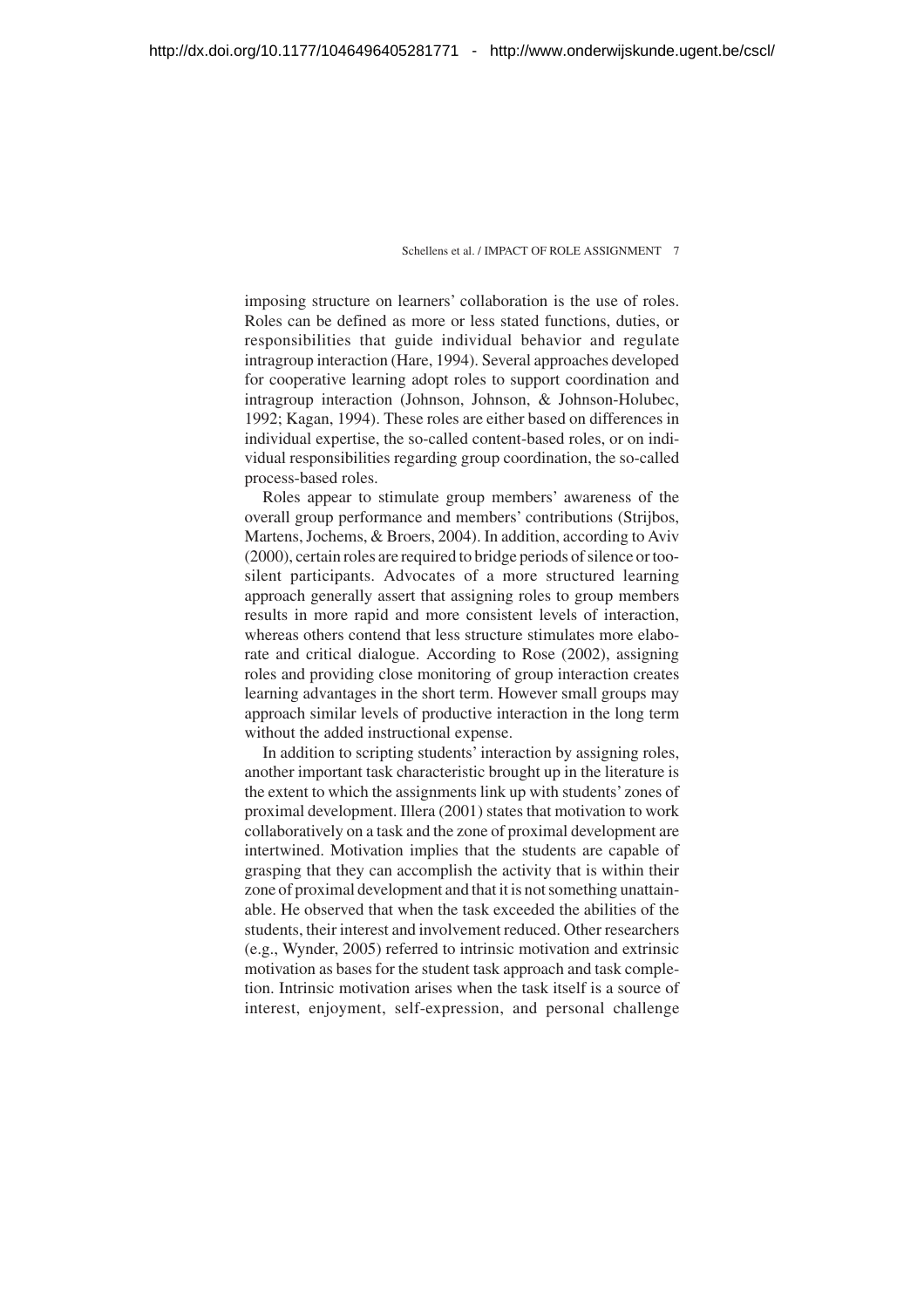imposing structure on learners' collaboration is the use of roles. Roles can be defined as more or less stated functions, duties, or responsibilities that guide individual behavior and regulate intragroup interaction (Hare, 1994). Several approaches developed for cooperative learning adopt roles to support coordination and intragroup interaction (Johnson, Johnson, & Johnson-Holubec, 1992; Kagan, 1994). These roles are either based on differences in individual expertise, the so-called content-based roles, or on individual responsibilities regarding group coordination, the so-called process-based roles.

Roles appear to stimulate group members' awareness of the overall group performance and members' contributions (Strijbos, Martens, Jochems, & Broers, 2004). In addition, according to Aviv (2000), certain roles are required to bridge periods of silence or too-silent participants. Advocates of a more structured learning approach generally assert that assigning roles to group members results in more rapid and more consistent levels of interaction, whereas others contend that less structure stimulates more elaborate and critical dialogue. According to Rose (2002), assigning roles and providing close monitoring of group interaction creates learning advantages in the short term. However small groups may approach similar levels of productive interaction in the long term without the added instructional expense.

In addition to scripting students' interaction by assigning roles, another important task characteristic brought up in the literature is the extent to which the assignments link up with students' zones of proximal development. Illera (2001) states that motivation to work collaboratively on a task and the zone of proximal development are intertwined. Motivation implies that the students are capable of grasping that they can accomplish the activity that is within their zone of proximal development and that it is not something unattainable. He observed that when the task exceeded the abilities of the students, their interest and involvement reduced. Other researchers (e.g., Wynder, 2005) referred to intrinsic motivation and extrinsic motivation as bases for the student task approach and task completion. Intrinsic motivation arises when the task itself is a source of interest, enjoyment, self-expression, and personal challenge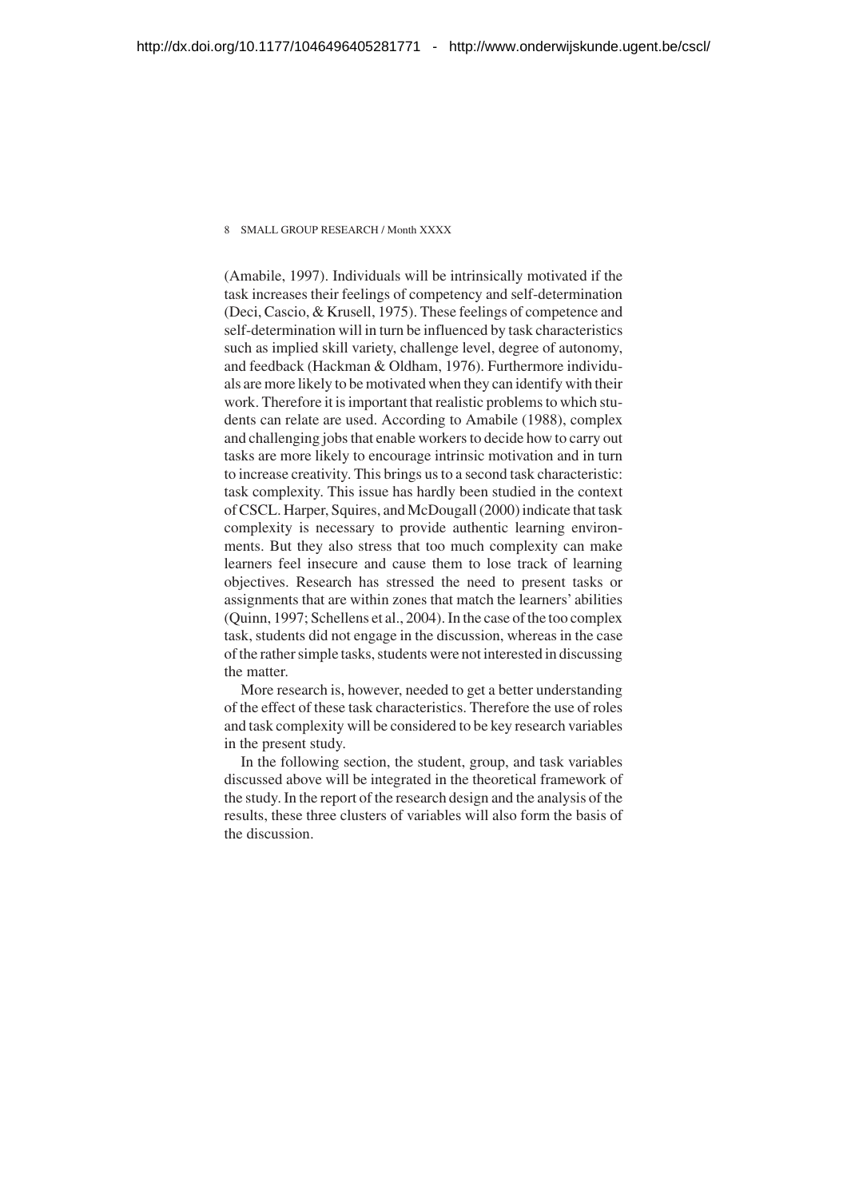(Amabile, 1997). Individuals will be intrinsically motivated if the task increases their feelings of competency and self-determination (Deci, Cascio, & Krusell, 1975). These feelings of competence and self-determination will in turn be influenced by task characteristics such as implied skill variety, challenge level, degree of autonomy, and feedback (Hackman & Oldham, 1976). Furthermore individuals are more likely to be motivated when they can identify with their work. Therefore it is important that realistic problems to which students can relate are used. According to Amabile (1988), complex and challenging jobs that enable workers to decide how to carry out tasks are more likely to encourage intrinsic motivation and in turn to increase creativity. This brings us to a second task characteristic: task complexity. This issue has hardly been studied in the context of CSCL. Harper, Squires, and McDougall (2000) indicate that task complexity is necessary to provide authentic learning environments. But they also stress that too much complexity can make learners feel insecure and cause them to lose track of learning objectives. Research has stressed the need to present tasks or assignments that are within zones that match the learners' abilities (Quinn, 1997; Schellens et al., 2004). In the case of the too complex task, students did not engage in the discussion, whereas in the case of the rather simple tasks, students were not interested in discussing the matter.

More research is, however, needed to get a better understanding of the effect of these task characteristics. Therefore the use of roles and task complexity will be considered to be key research variables in the present study.

In the following section, the student, group, and task variables discussed above will be integrated in the theoretical framework of the study. In the report of the research design and the analysis of the results, these three clusters of variables will also form the basis of the discussion.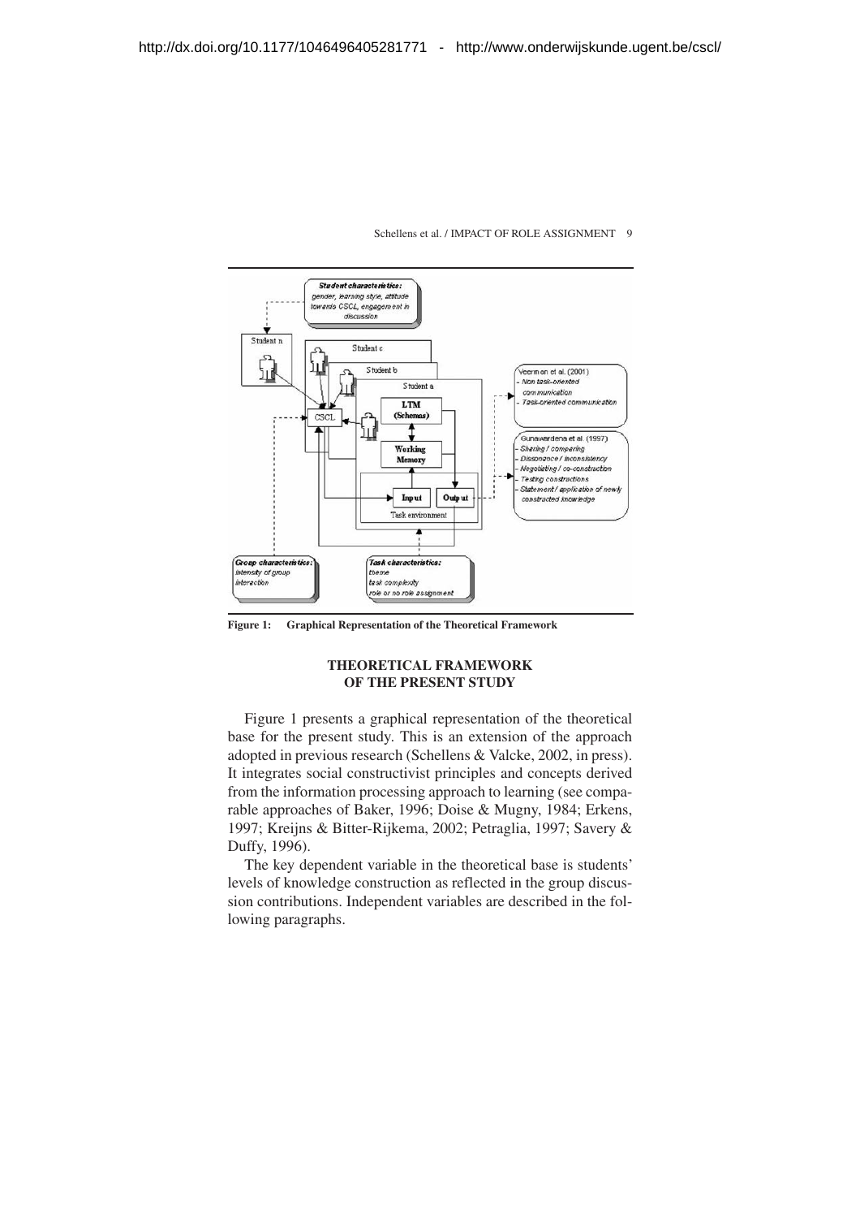http://dx.doi.org/10.1177/1046496405281771 - http://www.onderwijskunde.ugent.be/cscl/

**Figure 1: Graphical Representation of the Theoretical Framework**

## THEORETICAL FRAMEWORK OF THE PRESENT STUDY

Figure 1 presents a graphical representation of the theoretical base for the present study. This is an extension of the approach adopted in previous research (Schellens & Valcke, 2002, in press). It integrates social constructivist principles and concepts derived from the information processing approach to learning (see comparable approaches of Baker, 1996; Doise & Mugny, 1984; Erkens, 1997; Kreijns & Bitter-Rijkema, 2002; Petraglia, 1997; Savery & Duffy, 1996).

The key dependent variable in the theoretical base is students' levels of knowledge construction as reflected in the group discussion contributions. Independent variables are described in the following paragraphs.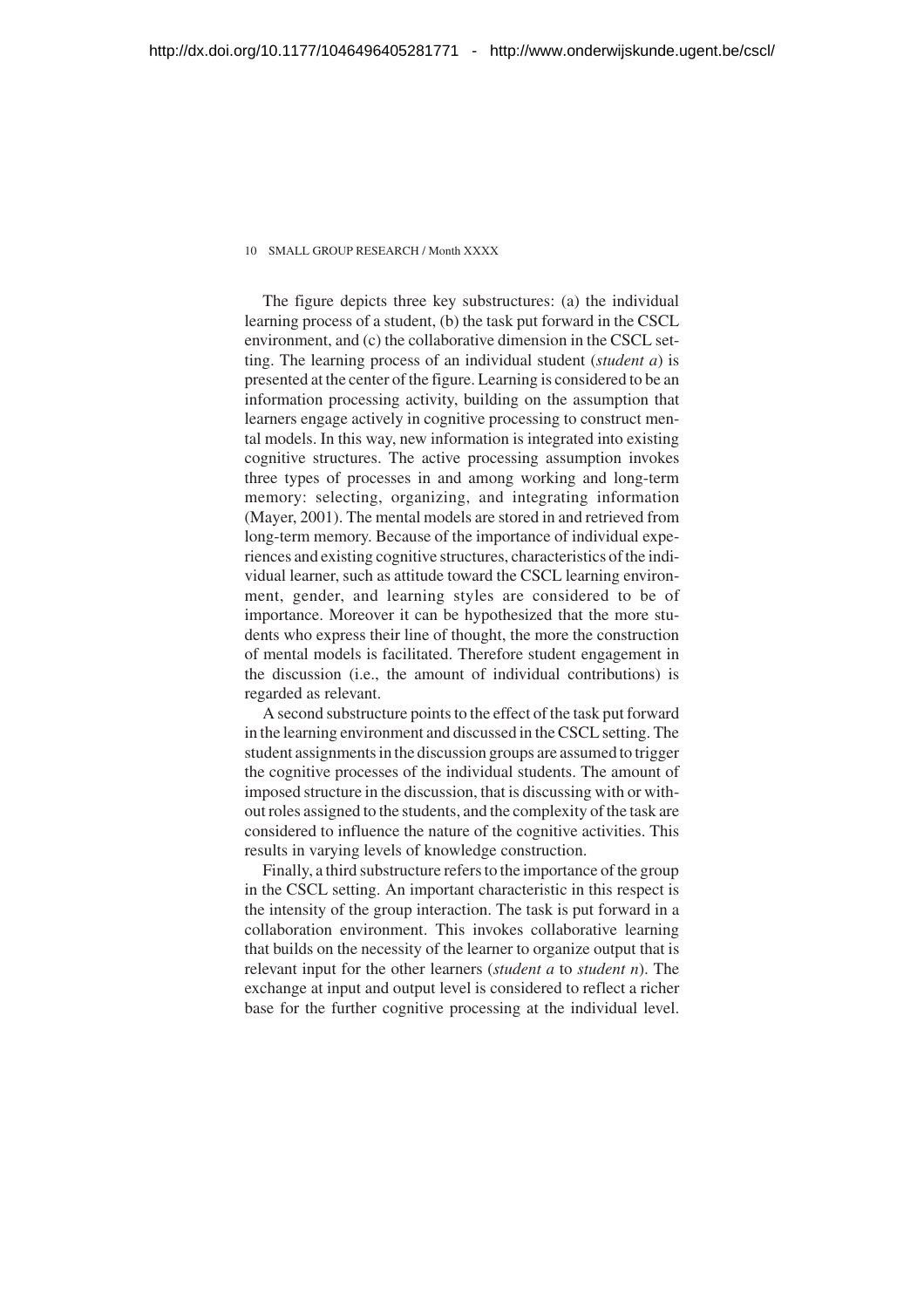The figure depicts three key substructures: (a) the individual learning process of a student, (b) the task put forward in the CSCL environment, and (c) the collaborative dimension in the CSCL setting. The learning process of an individual student (*student a*) is presented at the center of the figure. Learning is considered to be an information processing activity, building on the assumption that learners engage actively in cognitive processing to construct mental models. In this way, new information is integrated into existing cognitive structures. The active processing assumption invokes three types of processes in and among working and long-term memory: selecting, organizing, and integrating information (Mayer, 2001). The mental models are stored in and retrieved from long-term memory. Because of the importance of individual experiences and existing cognitive structures, characteristics of the individual learner, such as attitude toward the CSCL learning environment, gender, and learning styles are considered to be of importance. Moreover it can be hypothesized that the more students who express their line of thought, the more the construction of mental models is facilitated. Therefore student engagement in the discussion (i.e., the amount of individual contributions) is regarded as relevant.

A second substructure points to the effect of the task put forward in the learning environment and discussed in the CSCL setting. The student assignments in the discussion groups are assumed to trigger the cognitive processes of the individual students. The amount of imposed structure in the discussion, that is discussing with or without roles assigned to the students, and the complexity of the task are considered to influence the nature of the cognitive activities. This results in varying levels of knowledge construction.

Finally, a third substructure refers to the importance of the group in the CSCL setting. An important characteristic in this respect is the intensity of the group interaction. The task is put forward in a collaboration environment. This invokes collaborative learning that builds on the necessity of the learner to organize output that is relevant input for the other learners (*student a* to *student n*). The exchange at input and output level is considered to reflect a richer base for the further cognitive processing at the individual level.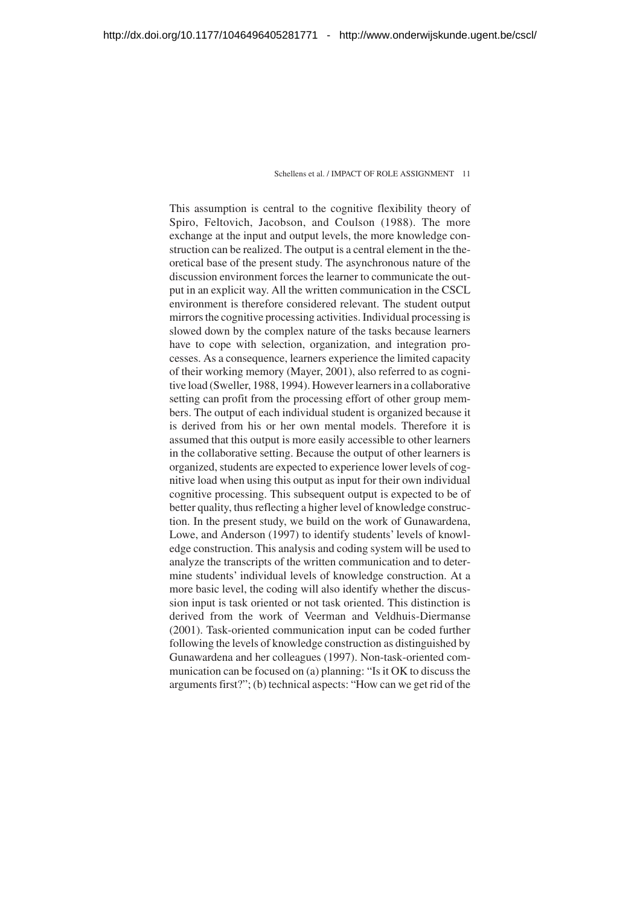This assumption is central to the cognitive flexibility theory of Spiro, Feltovich, Jacobson, and Coulson (1988). The more exchange at the input and output levels, the more knowledge construction can be realized. The output is a central element in the theoretical base of the present study. The asynchronous nature of the discussion environment forces the learner to communicate the output in an explicit way. All the written communication in the CSCL environment is therefore considered relevant. The student output mirrors the cognitive processing activities. Individual processing is slowed down by the complex nature of the tasks because learners have to cope with selection, organization, and integration processes. As a consequence, learners experience the limited capacity of their working memory (Mayer, 2001), also referred to as cognitive load (Sweller, 1988, 1994). However learners in a collaborative setting can profit from the processing effort of other group members. The output of each individual student is organized because it is derived from his or her own mental models. Therefore it is assumed that this output is more easily accessible to other learners in the collaborative setting. Because the output of other learners is organized, students are expected to experience lower levels of cognitive load when using this output as input for their own individual cognitive processing. This subsequent output is expected to be of better quality, thus reflecting a higher level of knowledge construction. In the present study, we build on the work of Gunawardena, Lowe, and Anderson (1997) to identify students' levels of knowledge construction. This analysis and coding system will be used to analyze the transcripts of the written communication and to determine students' individual levels of knowledge construction. At a more basic level, the coding will also identify whether the discussion input is task oriented or not task oriented. This distinction is derived from the work of Veerman and Veldhuis-Diermanse (2001). Task-oriented communication input can be coded further following the levels of knowledge construction as distinguished by Gunawardena and her colleagues (1997). Non-task-oriented communication can be focused on (a) planning: "Is it OK to discuss the arguments first?"; (b) technical aspects: "How can we get rid of the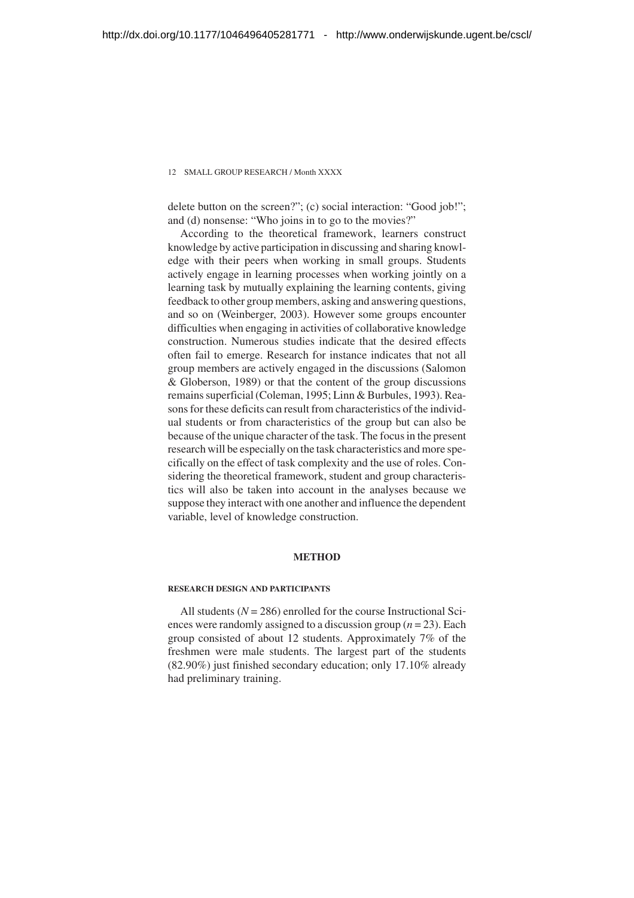delete button on the screen?"; (c) social interaction: "Good job!"; and (d) nonsense: "Who joins in to go to the movies?"

According to the theoretical framework, learners construct knowledge by active participation in discussing and sharing knowledge with their peers when working in small groups. Students actively engage in learning processes when working jointly on a learning task by mutually explaining the learning contents, giving feedback to other group members, asking and answering questions, and so on (Weinberger, 2003). However some groups encounter difficulties when engaging in activities of collaborative knowledge construction. Numerous studies indicate that the desired effects often fail to emerge. Research for instance indicates that not all group members are actively engaged in the discussions (Salomon & Globerson, 1989) or that the content of the group discussions remains superficial (Coleman, 1995; Linn & Burbules, 1993). Reasons for these deficits can result from characteristics of the individual students or from characteristics of the group but can also be because of the unique character of the task. The focus in the present research will be especially on the task characteristics and more specifically on the effect of task complexity and the use of roles. Considering the theoretical framework, student and group characteristics will also be taken into account in the analyses because we suppose they interact with one another and influence the dependent variable, level of knowledge construction.

## METHOD

### RESEARCH DESIGN AND PARTICIPANTS

All students ($N = 286$) enrolled for the course Instructional Sciences were randomly assigned to a discussion group ($n = 23$). Each group consisted of about 12 students. Approximately 7% of the freshmen were male students. The largest part of the students (82.90%) just finished secondary education; only 17.10% already had preliminary training.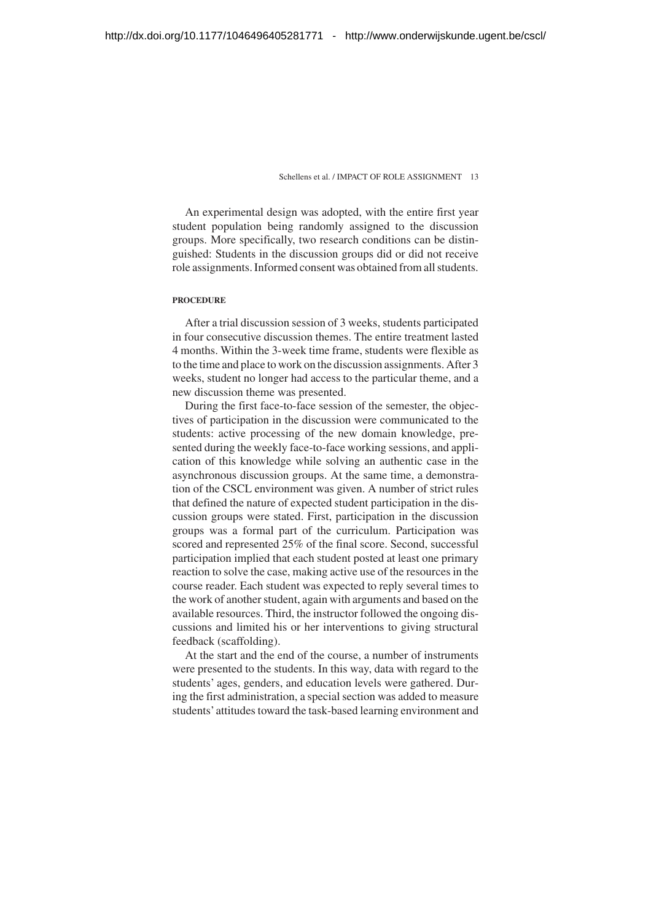An experimental design was adopted, with the entire first year student population being randomly assigned to the discussion groups. More specifically, two research conditions can be distinguished: Students in the discussion groups did or did not receive role assignments. Informed consent was obtained from all students.

#### PROCEDURE

After a trial discussion session of 3 weeks, students participated in four consecutive discussion themes. The entire treatment lasted 4 months. Within the 3-week time frame, students were flexible as to the time and place to work on the discussion assignments. After 3 weeks, student no longer had access to the particular theme, and a new discussion theme was presented.

During the first face-to-face session of the semester, the objectives of participation in the discussion were communicated to the students: active processing of the new domain knowledge, presented during the weekly face-to-face working sessions, and application of this knowledge while solving an authentic case in the asynchronous discussion groups. At the same time, a demonstration of the CSCL environment was given. A number of strict rules that defined the nature of expected student participation in the discussion groups were stated. First, participation in the discussion groups was a formal part of the curriculum. Participation was scored and represented 25% of the final score. Second, successful participation implied that each student posted at least one primary reaction to solve the case, making active use of the resources in the course reader. Each student was expected to reply several times to the work of another student, again with arguments and based on the available resources. Third, the instructor followed the ongoing discussions and limited his or her interventions to giving structural feedback (scaffolding).

At the start and the end of the course, a number of instruments were presented to the students. In this way, data with regard to the students' ages, genders, and education levels were gathered. During the first administration, a special section was added to measure students' attitudes toward the task-based learning environment and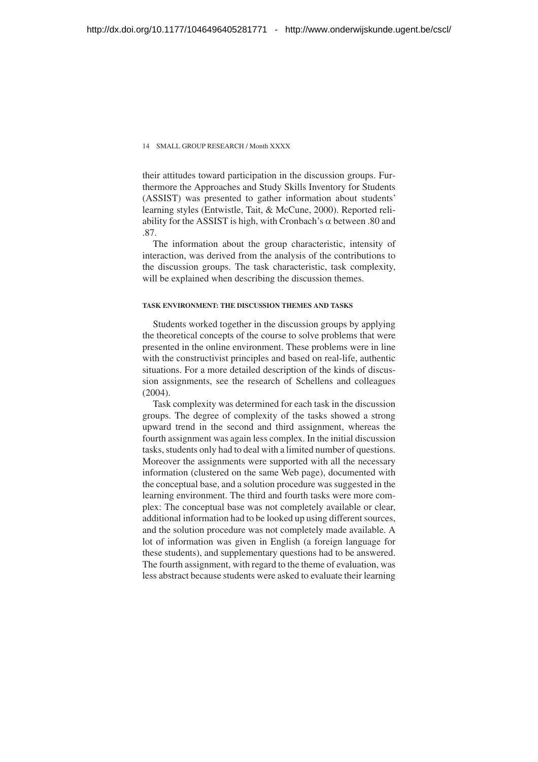their attitudes toward participation in the discussion groups. Furthermore the Approaches and Study Skills Inventory for Students (ASSIST) was presented to gather information about students' learning styles (Entwistle, Tait, & McCune, 2000). Reported reliability for the ASSIST is high, with Cronbach's $\alpha$ between .80 and .87.

The information about the group characteristic, intensity of interaction, was derived from the analysis of the contributions to the discussion groups. The task characteristic, task complexity, will be explained when describing the discussion themes.

#### TASK ENVIRONMENT: THE DISCUSSION THEMES AND TASKS

Students worked together in the discussion groups by applying the theoretical concepts of the course to solve problems that were presented in the online environment. These problems were in line with the constructivist principles and based on real-life, authentic situations. For a more detailed description of the kinds of discussion assignments, see the research of Schellens and colleagues (2004).

Task complexity was determined for each task in the discussion groups. The degree of complexity of the tasks showed a strong upward trend in the second and third assignment, whereas the fourth assignment was again less complex. In the initial discussion tasks, students only had to deal with a limited number of questions. Moreover the assignments were supported with all the necessary information (clustered on the same Web page), documented with the conceptual base, and a solution procedure was suggested in the learning environment. The third and fourth tasks were more complex: The conceptual base was not completely available or clear, additional information had to be looked up using different sources, and the solution procedure was not completely made available. A lot of information was given in English (a foreign language for these students), and supplementary questions had to be answered. The fourth assignment, with regard to the theme of evaluation, was less abstract because students were asked to evaluate their learning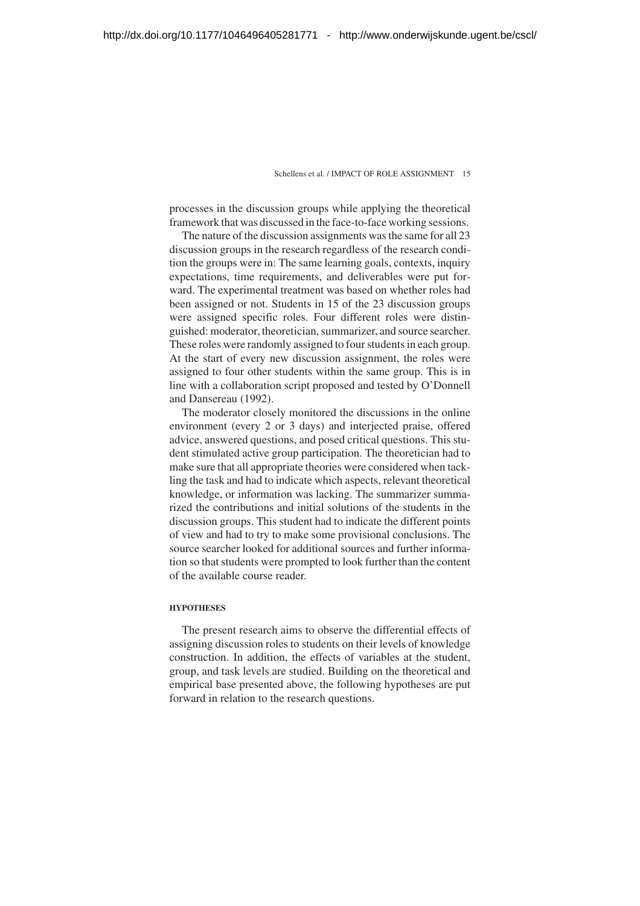processes in the discussion groups while applying the theoretical framework that was discussed in the face-to-face working sessions.

The nature of the discussion assignments was the same for all 23 discussion groups in the research regardless of the research condition the groups were in: The same learning goals, contexts, inquiry expectations, time requirements, and deliverables were put forward. The experimental treatment was based on whether roles had been assigned or not. Students in 15 of the 23 discussion groups were assigned specific roles. Four different roles were distinguished: moderator, theoretician, summarizer, and source searcher. These roles were randomly assigned to four students in each group. At the start of every new discussion assignment, the roles were assigned to four other students within the same group. This is in line with a collaboration script proposed and tested by O'Donnell and Dansereau (1992).

The moderator closely monitored the discussions in the online environment (every 2 or 3 days) and interjected praise, offered advice, answered questions, and posed critical questions. This student stimulated active group participation. The theoretician had to make sure that all appropriate theories were considered when tackling the task and had to indicate which aspects, relevant theoretical knowledge, or information was lacking. The summarizer summarized the contributions and initial solutions of the students in the discussion groups. This student had to indicate the different points of view and had to try to make some provisional conclusions. The source searcher looked for additional sources and further information so that students were prompted to look further than the content of the available course reader.

### HYPOTHESES

The present research aims to observe the differential effects of assigning discussion roles to students on their levels of knowledge construction. In addition, the effects of variables at the student, group, and task levels are studied. Building on the theoretical and empirical base presented above, the following hypotheses are put forward in relation to the research questions.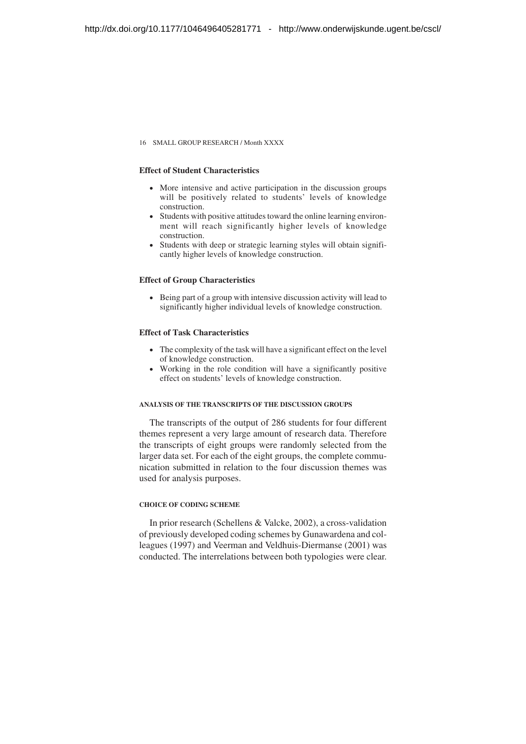### Effect of Student Characteristics

- More intensive and active participation in the discussion groups will be positively related to students' levels of knowledge construction.
- Students with positive attitudes toward the online learning environment will reach significantly higher levels of knowledge construction.
- Students with deep or strategic learning styles will obtain significantly higher levels of knowledge construction.

### Effect of Group Characteristics

- Being part of a group with intensive discussion activity will lead to significantly higher individual levels of knowledge construction.

### Effect of Task Characteristics

- The complexity of the task will have a significant effect on the level of knowledge construction.
- Working in the role condition will have a significantly positive effect on students' levels of knowledge construction.

## ANALYSIS OF THE TRANSCRIPTS OF THE DISCUSSION GROUPS

The transcripts of the output of 286 students for four different themes represent a very large amount of research data. Therefore the transcripts of eight groups were randomly selected from the larger data set. For each of the eight groups, the complete communication submitted in relation to the four discussion themes was used for analysis purposes.

## CHOICE OF CODING SCHEME

In prior research (Schellens & Valcke, 2002), a cross-validation of previously developed coding schemes by Gunawardena and colleagues (1997) and Veerman and Veldhuis-Diermanse (2001) was conducted. The interrelations between both typologies were clear.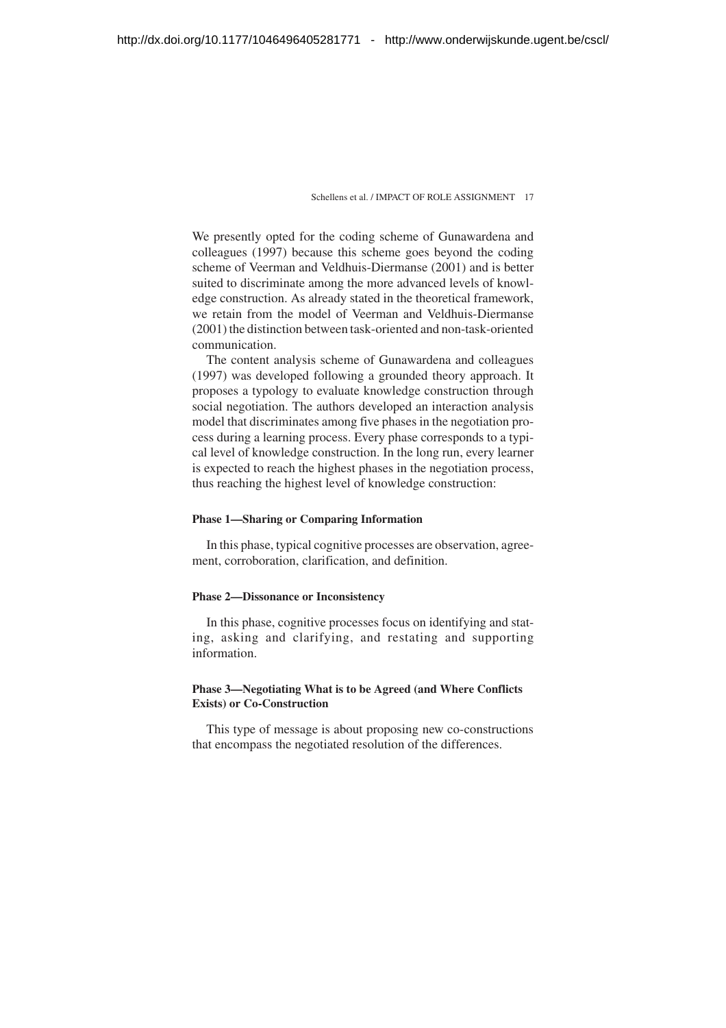We presently opted for the coding scheme of Gunawardena and colleagues (1997) because this scheme goes beyond the coding scheme of Veerman and Veldhuis-Diermanse (2001) and is better suited to discriminate among the more advanced levels of knowledge construction. As already stated in the theoretical framework, we retain from the model of Veerman and Veldhuis-Diermanse (2001) the distinction between task-oriented and non-task-oriented communication.

The content analysis scheme of Gunawardena and colleagues (1997) was developed following a grounded theory approach. It proposes a typology to evaluate knowledge construction through social negotiation. The authors developed an interaction analysis model that discriminates among five phases in the negotiation process during a learning process. Every phase corresponds to a typical level of knowledge construction. In the long run, every learner is expected to reach the highest phases in the negotiation process, thus reaching the highest level of knowledge construction:

#### Phase 1—Sharing or Comparing Information

In this phase, typical cognitive processes are observation, agreement, corroboration, clarification, and definition.

#### Phase 2—Dissonance or Inconsistency

In this phase, cognitive processes focus on identifying and stating, asking and clarifying, and restating and supporting information.

#### Phase 3—Negotiating What is to be Agreed (and Where Conflicts Exists) or Co-Construction

This type of message is about proposing new co-constructions that encompass the negotiated resolution of the differences.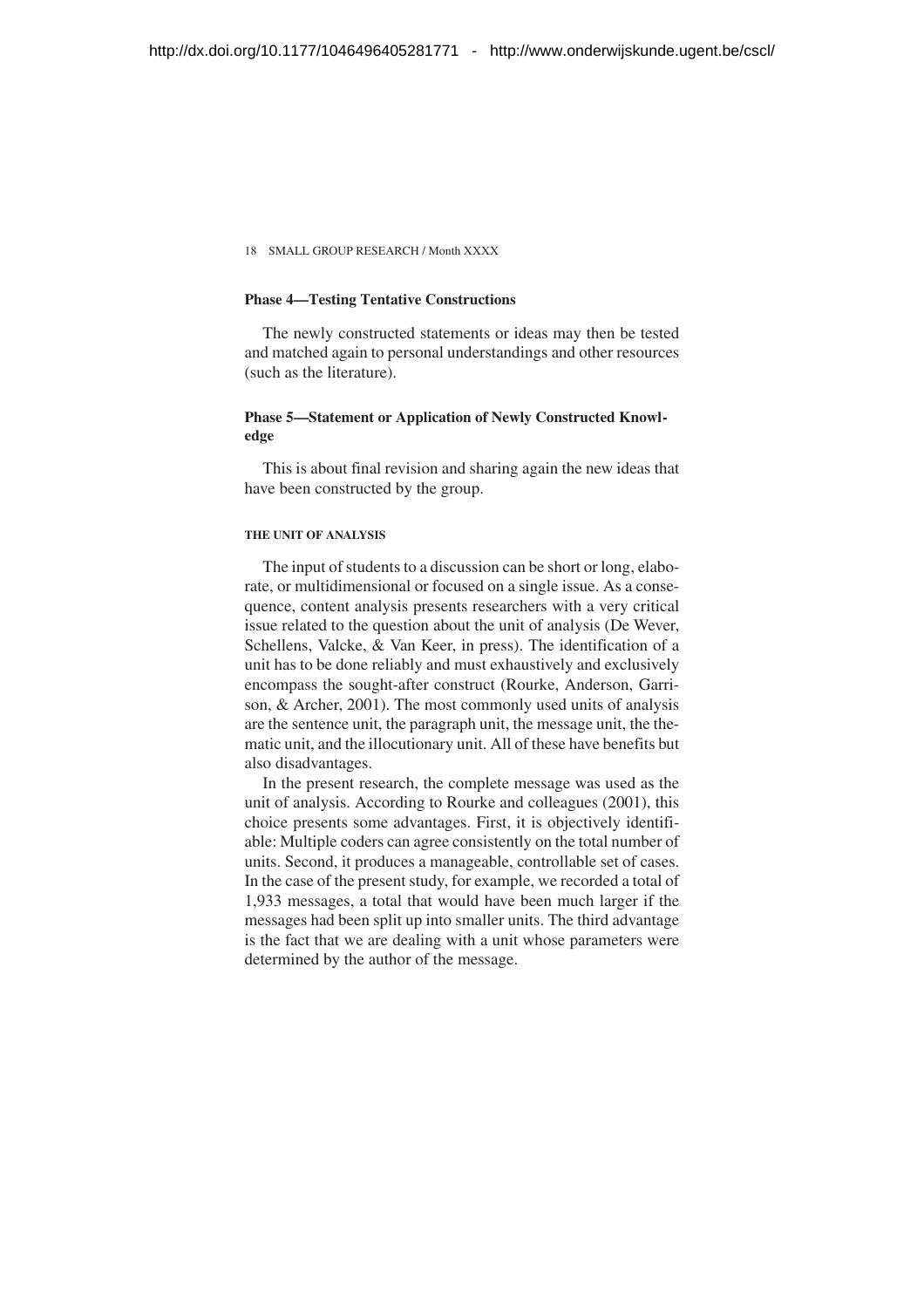### Phase 4—Testing Tentative Constructions

The newly constructed statements or ideas may then be tested and matched again to personal understandings and other resources (such as the literature).

### Phase 5—Statement or Application of Newly Constructed Knowledge

This is about final revision and sharing again the new ideas that have been constructed by the group.

## THE UNIT OF ANALYSIS

The input of students to a discussion can be short or long, elaborate, or multidimensional or focused on a single issue. As a consequence, content analysis presents researchers with a very critical issue related to the question about the unit of analysis (De Wever, Schellens, Valcke, & Van Keer, in press). The identification of a unit has to be done reliably and must exhaustively and exclusively encompass the sought-after construct (Rourke, Anderson, Garrison, & Archer, 2001). The most commonly used units of analysis are the sentence unit, the paragraph unit, the message unit, the thematic unit, and the illocutionary unit. All of these have benefits but also disadvantages.

In the present research, the complete message was used as the unit of analysis. According to Rourke and colleagues (2001), this choice presents some advantages. First, it is objectively identifiable: Multiple coders can agree consistently on the total number of units. Second, it produces a manageable, controllable set of cases. In the case of the present study, for example, we recorded a total of 1,933 messages, a total that would have been much larger if the messages had been split up into smaller units. The third advantage is the fact that we are dealing with a unit whose parameters were determined by the author of the message.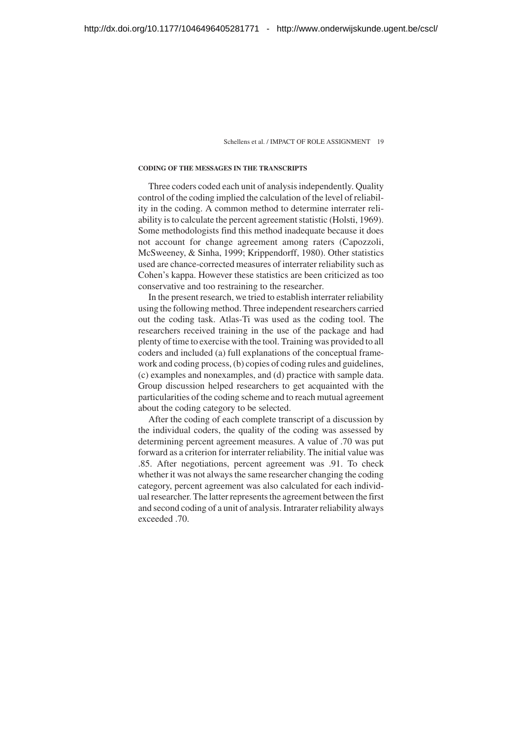#### CODING OF THE MESSAGES IN THE TRANSCRIPTS

Three coders coded each unit of analysis independently. Quality control of the coding implied the calculation of the level of reliability in the coding. A common method to determine interrater reliability is to calculate the percent agreement statistic (Holsti, 1969). Some methodologists find this method inadequate because it does not account for change agreement among raters (Capozzoli, McSweeney, & Sinha, 1999; Krippendorff, 1980). Other statistics used are chance-corrected measures of interrater reliability such as Cohen's kappa. However these statistics are been criticized as too conservative and too restraining to the researcher.

In the present research, we tried to establish interrater reliability using the following method. Three independent researchers carried out the coding task. Atlas-Ti was used as the coding tool. The researchers received training in the use of the package and had plenty of time to exercise with the tool. Training was provided to all coders and included (a) full explanations of the conceptual framework and coding process, (b) copies of coding rules and guidelines, (c) examples and nonexamples, and (d) practice with sample data. Group discussion helped researchers to get acquainted with the particularities of the coding scheme and to reach mutual agreement about the coding category to be selected.

After the coding of each complete transcript of a discussion by the individual coders, the quality of the coding was assessed by determining percent agreement measures. A value of .70 was put forward as a criterion for interrater reliability. The initial value was .85. After negotiations, percent agreement was .91. To check whether it was not always the same researcher changing the coding category, percent agreement was also calculated for each individual researcher. The latter represents the agreement between the first and second coding of a unit of analysis. Intrarater reliability always exceeded .70.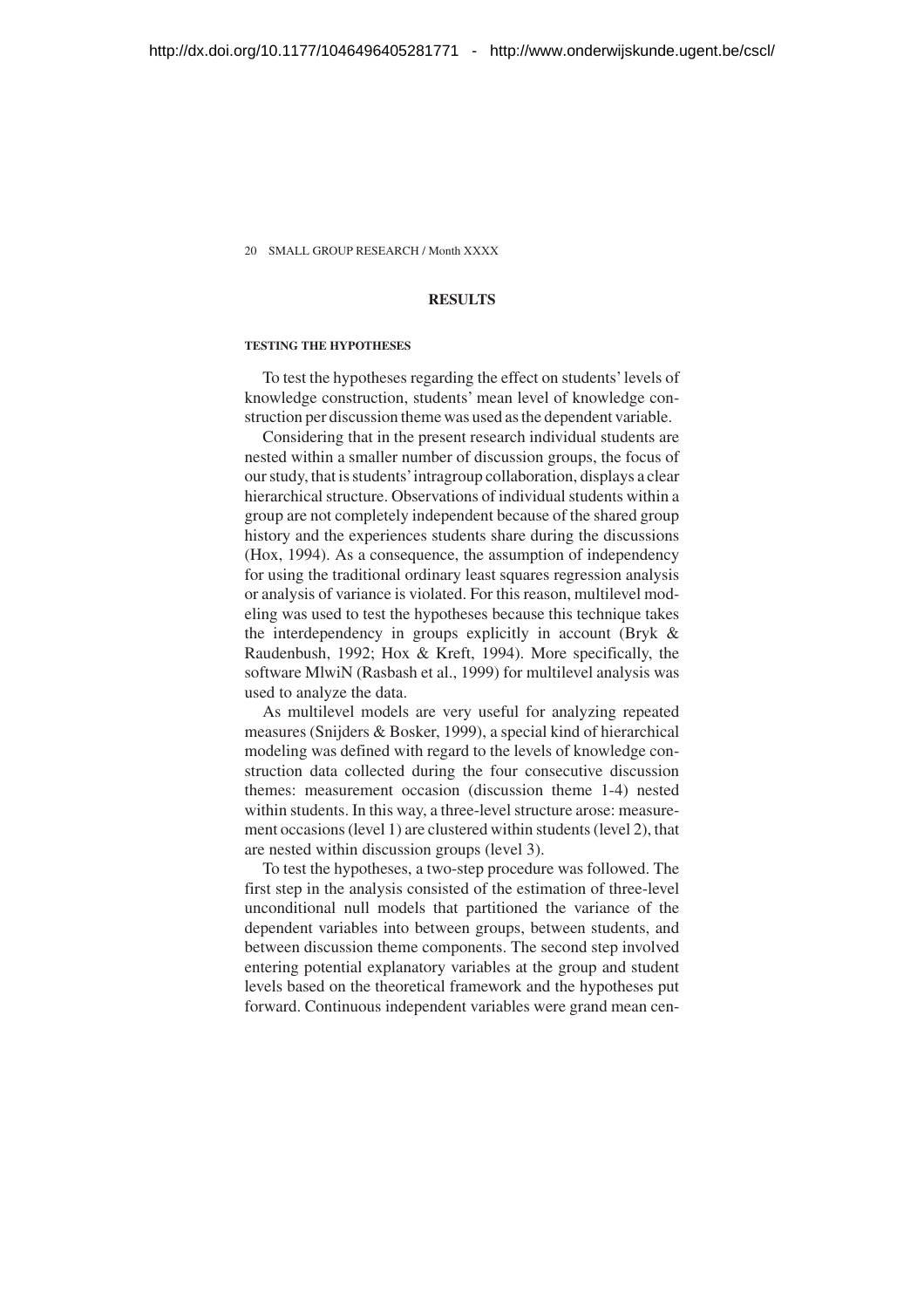## RESULTS

### TESTING THE HYPOTHESES

To test the hypotheses regarding the effect on students' levels of knowledge construction, students' mean level of knowledge construction per discussion theme was used as the dependent variable.

Considering that in the present research individual students are nested within a smaller number of discussion groups, the focus of our study, that is students' intragroup collaboration, displays a clear hierarchical structure. Observations of individual students within a group are not completely independent because of the shared group history and the experiences students share during the discussions (Hox, 1994). As a consequence, the assumption of independency for using the traditional ordinary least squares regression analysis or analysis of variance is violated. For this reason, multilevel modeling was used to test the hypotheses because this technique takes the interdependency in groups explicitly in account (Bryk & Raudenbush, 1992; Hox & Kreft, 1994). More specifically, the software MlwiN (Rasbash et al., 1999) for multilevel analysis was used to analyze the data.

As multilevel models are very useful for analyzing repeated measures (Snijders & Bosker, 1999), a special kind of hierarchical modeling was defined with regard to the levels of knowledge construction data collected during the four consecutive discussion themes: measurement occasion (discussion theme 1-4) nested within students. In this way, a three-level structure arose: measurement occasions (level 1) are clustered within students (level 2), that are nested within discussion groups (level 3).

To test the hypotheses, a two-step procedure was followed. The first step in the analysis consisted of the estimation of three-level unconditional null models that partitioned the variance of the dependent variables into between groups, between students, and between discussion theme components. The second step involved entering potential explanatory variables at the group and student levels based on the theoretical framework and the hypotheses put forward. Continuous independent variables were grand mean cen-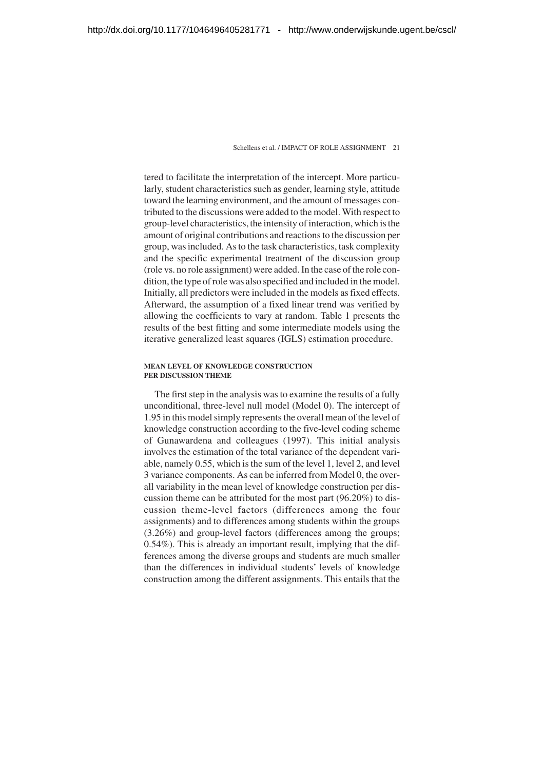tered to facilitate the interpretation of the intercept. More particularly, student characteristics such as gender, learning style, attitude toward the learning environment, and the amount of messages contributed to the discussions were added to the model. With respect to group-level characteristics, the intensity of interaction, which is the amount of original contributions and reactions to the discussion per group, was included. As to the task characteristics, task complexity and the specific experimental treatment of the discussion group (role vs. no role assignment) were added. In the case of the role condition, the type of role was also specified and included in the model. Initially, all predictors were included in the models as fixed effects. Afterward, the assumption of a fixed linear trend was verified by allowing the coefficients to vary at random. Table 1 presents the results of the best fitting and some intermediate models using the iterative generalized least squares (IGLS) estimation procedure.

#### MEAN LEVEL OF KNOWLEDGE CONSTRUCTION PER DISCUSSION THEME

The first step in the analysis was to examine the results of a fully unconditional, three-level null model (Model 0). The intercept of 1.95 in this model simply represents the overall mean of the level of knowledge construction according to the five-level coding scheme of Gunawardena and colleagues (1997). This initial analysis involves the estimation of the total variance of the dependent variable, namely 0.55, which is the sum of the level 1, level 2, and level 3 variance components. As can be inferred from Model 0, the overall variability in the mean level of knowledge construction per discussion theme can be attributed for the most part (96.20%) to discussion theme-level factors (differences among the four assignments) and to differences among students within the groups (3.26%) and group-level factors (differences among the groups; 0.54%). This is already an important result, implying that the differences among the diverse groups and students are much smaller than the differences in individual students' levels of knowledge construction among the different assignments. This entails that the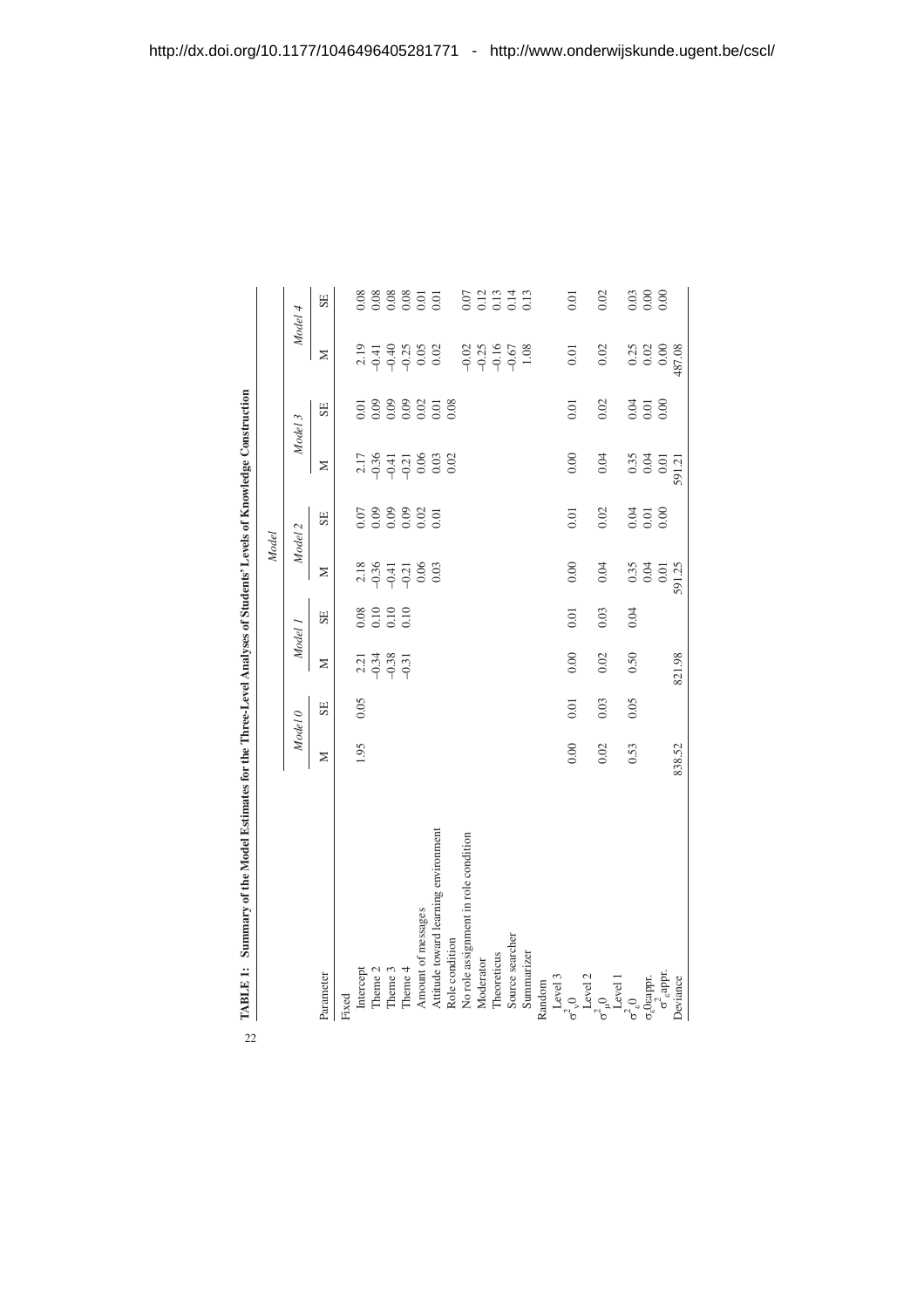**TABLE 1: Summary of the Model Estimates for the Three-Level Analyses of Students' Levels of Knowledge Construction**

| Parameter | Model 0 M | Model 0 SE | Model 1 M | Model 1 SE | Model 2 M | Model 2 SE | Model 3 M | Model 3 SE | Model 4 M | Model 4 SE |
|---|---|---|---|---|---|---|---|---|---|---|
| Fixed | | | | | | | | | | |
| Intercept | 1.95 | 0.05 | 2.21 | 0.08 | 2.18 | 0.07 | 2.17 | 0.01 | 2.19 | 0.08 |
| Theme 2 | | | –0.34 | 0.10 | –0.36 | 0.09 | –0.36 | 0.09 | –0.41 | 0.08 |
| Theme 3 | | | –0.38 | 0.10 | –0.41 | 0.09 | –0.41 | 0.09 | –0.40 | 0.08 |
| Theme 4 | | | –0.31 | 0.10 | –0.21 | 0.09 | –0.21 | 0.09 | –0.25 | 0.08 |
| Amount of messages | | | | | 0.06 | 0.02 | 0.06 | 0.02 | 0.05 | 0.01 |
| Attitude toward learning environment | | | | | 0.03 | 0.01 | 0.03 | 0.01 | 0.02 | 0.01 |
| Role condition | | | | | | | 0.02 | 0.08 | | |
| No role assignment in role condition | | | | | | | | | –0.02 | 0.07 |
| Moderator | | | | | | | | | –0.25 | 0.12 |
| Theoreticus | | | | | | | | | –0.16 | 0.13 |
| Source searcher | | | | | | | | | –0.67 | 0.14 |
| Summarizer | | | | | | | | | 1.08 | 0.13 |
| Random | | | | | | | | | | |
| Level 3 | | | | | | | | | | |
| $\sigma^2_v 0$ | 0.00 | 0.01 | 0.00 | 0.01 | 0.00 | 0.01 | 0.00 | 0.01 | 0.01 | 0.01 |
| Level 2 | | | | | | | | | | |
| $\sigma^2_\mu 0$ | 0.02 | 0.03 | 0.02 | 0.03 | 0.04 | 0.02 | 0.04 | 0.02 | 0.02 | 0.02 |
| Level 1 | | | | | | | | | | |
| $\sigma^2_\varepsilon 0$ | 0.53 | 0.05 | 0.50 | 0.04 | 0.35 | 0.04 | 0.35 | 0.04 | 0.25 | 0.03 |
| $\sigma_\varepsilon 0\varepsilon$appr. | | | | | 0.04 | 0.01 | 0.04 | 0.01 | 0.02 | 0.00 |
| $\sigma^2_\varepsilon$appr. | | | | | 0.01 | 0.00 | 0.01 | 0.00 | 0.00 | 0.00 |
| Deviance | 838.52 | | 821.98 | | 591.25 | | 591.21 | | 487.08 | |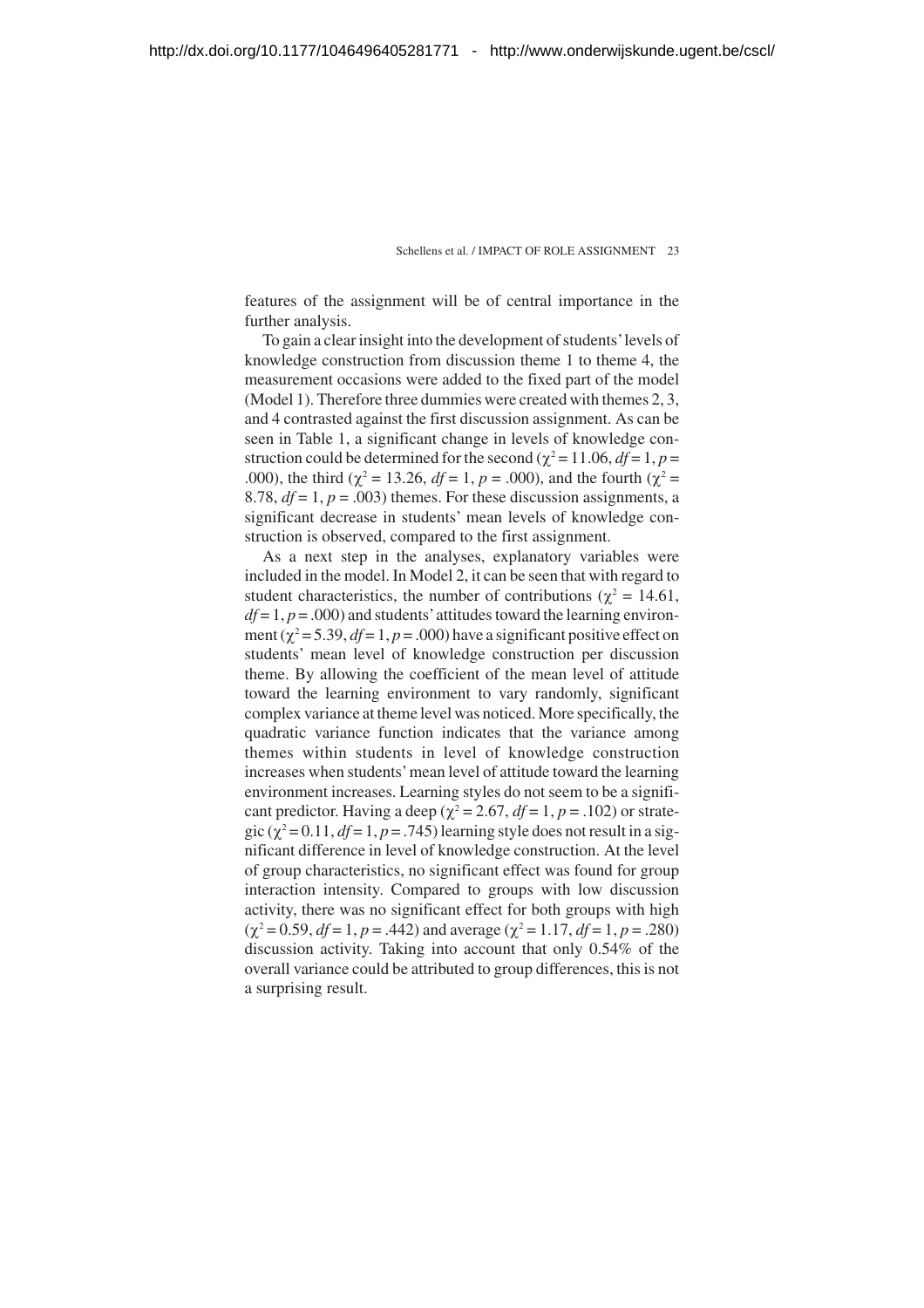features of the assignment will be of central importance in the further analysis.

To gain a clear insight into the development of students' levels of knowledge construction from discussion theme 1 to theme 4, the measurement occasions were added to the fixed part of the model (Model 1). Therefore three dummies were created with themes 2, 3, and 4 contrasted against the first discussion assignment. As can be seen in Table 1, a significant change in levels of knowledge construction could be determined for the second ($\chi^2 = 11.06$, $df = 1$, $p = .000$), the third ($\chi^2 = 13.26$, $df = 1$, $p = .000$), and the fourth ($\chi^2 = 8.78$, $df = 1$, $p = .003$) themes. For these discussion assignments, a significant decrease in students' mean levels of knowledge construction is observed, compared to the first assignment.

As a next step in the analyses, explanatory variables were included in the model. In Model 2, it can be seen that with regard to student characteristics, the number of contributions ($\chi^2 = 14.61$, $df = 1$, $p = .000$) and students' attitudes toward the learning environment ($\chi^2 = 5.39$, $df = 1$, $p = .000$) have a significant positive effect on students' mean level of knowledge construction per discussion theme. By allowing the coefficient of the mean level of attitude toward the learning environment to vary randomly, significant complex variance at theme level was noticed. More specifically, the quadratic variance function indicates that the variance among themes within students in level of knowledge construction increases when students' mean level of attitude toward the learning environment increases. Learning styles do not seem to be a significant predictor. Having a deep ($\chi^2 = 2.67$, $df = 1$, $p = .102$) or strategic ($\chi^2 = 0.11$, $df = 1$, $p = .745$) learning style does not result in a significant difference in level of knowledge construction. At the level of group characteristics, no significant effect was found for group interaction intensity. Compared to groups with low discussion activity, there was no significant effect for both groups with high ($\chi^2 = 0.59$, $df = 1$, $p = .442$) and average ($\chi^2 = 1.17$, $df = 1$, $p = .280$) discussion activity. Taking into account that only 0.54% of the overall variance could be attributed to group differences, this is not a surprising result.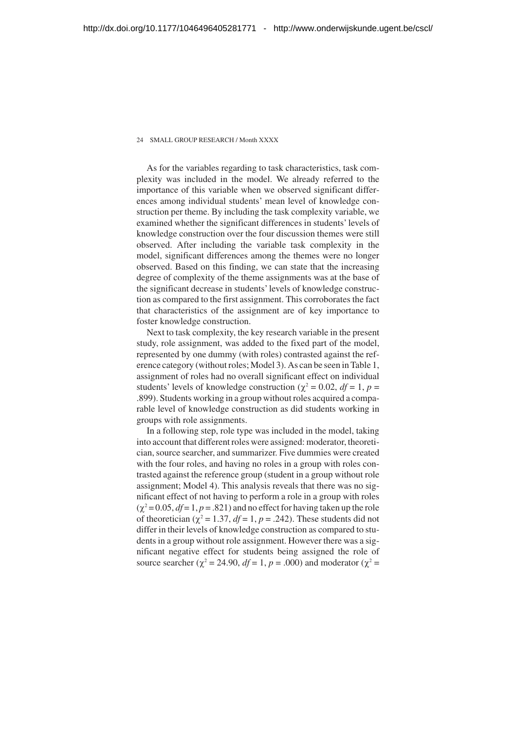As for the variables regarding to task characteristics, task complexity was included in the model. We already referred to the importance of this variable when we observed significant differences among individual students' mean level of knowledge construction per theme. By including the task complexity variable, we examined whether the significant differences in students' levels of knowledge construction over the four discussion themes were still observed. After including the variable task complexity in the model, significant differences among the themes were no longer observed. Based on this finding, we can state that the increasing degree of complexity of the theme assignments was at the base of the significant decrease in students' levels of knowledge construction as compared to the first assignment. This corroborates the fact that characteristics of the assignment are of key importance to foster knowledge construction.

Next to task complexity, the key research variable in the present study, role assignment, was added to the fixed part of the model, represented by one dummy (with roles) contrasted against the reference category (without roles; Model 3). As can be seen in Table 1, assignment of roles had no overall significant effect on individual students' levels of knowledge construction ($\chi^2 = 0.02$, $df = 1$, $p = .899$). Students working in a group without roles acquired a comparable level of knowledge construction as did students working in groups with role assignments.

In a following step, role type was included in the model, taking into account that different roles were assigned: moderator, theoretician, source searcher, and summarizer. Five dummies were created with the four roles, and having no roles in a group with roles contrasted against the reference group (student in a group without role assignment; Model 4). This analysis reveals that there was no significant effect of not having to perform a role in a group with roles ($\chi^2 = 0.05$, $df = 1$, $p = .821$) and no effect for having taken up the role of theoretician ($\chi^2 = 1.37$, $df = 1$, $p = .242$). These students did not differ in their levels of knowledge construction as compared to students in a group without role assignment. However there was a significant negative effect for students being assigned the role of source searcher ($\chi^2 = 24.90$, $df = 1$, $p = .000$) and moderator ($\chi^2 =$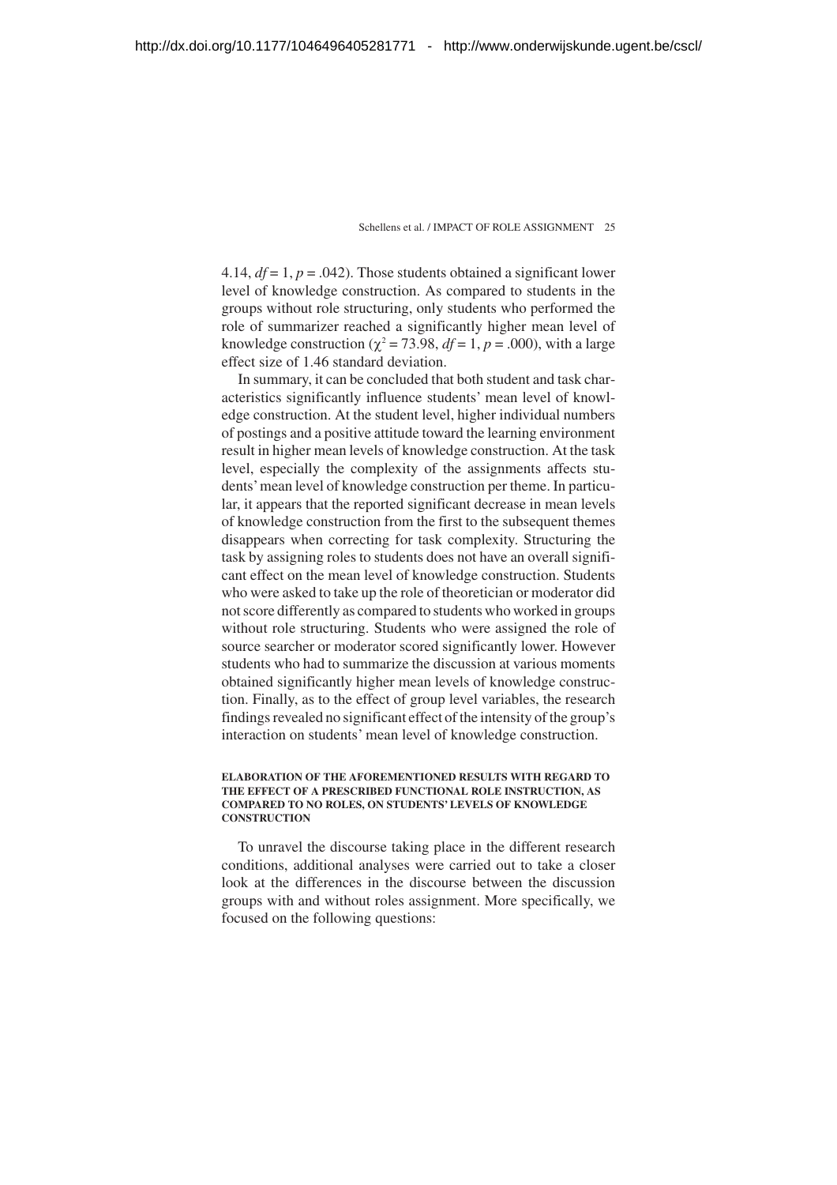4.14, $df = 1$, $p = .042$). Those students obtained a significant lower level of knowledge construction. As compared to students in the groups without role structuring, only students who performed the role of summarizer reached a significantly higher mean level of knowledge construction ($\chi^2 = 73.98$, $df = 1$, $p = .000$), with a large effect size of 1.46 standard deviation.

In summary, it can be concluded that both student and task characteristics significantly influence students' mean level of knowledge construction. At the student level, higher individual numbers of postings and a positive attitude toward the learning environment result in higher mean levels of knowledge construction. At the task level, especially the complexity of the assignments affects students' mean level of knowledge construction per theme. In particular, it appears that the reported significant decrease in mean levels of knowledge construction from the first to the subsequent themes disappears when correcting for task complexity. Structuring the task by assigning roles to students does not have an overall significant effect on the mean level of knowledge construction. Students who were asked to take up the role of theoretician or moderator did not score differently as compared to students who worked in groups without role structuring. Students who were assigned the role of source searcher or moderator scored significantly lower. However students who had to summarize the discussion at various moments obtained significantly higher mean levels of knowledge construction. Finally, as to the effect of group level variables, the research findings revealed no significant effect of the intensity of the group's interaction on students' mean level of knowledge construction.

#### ELABORATION OF THE AFOREMENTIONED RESULTS WITH REGARD TO THE EFFECT OF A PRESCRIBED FUNCTIONAL ROLE INSTRUCTION, AS COMPARED TO NO ROLES, ON STUDENTS' LEVELS OF KNOWLEDGE CONSTRUCTION

To unravel the discourse taking place in the different research conditions, additional analyses were carried out to take a closer look at the differences in the discourse between the discussion groups with and without roles assignment. More specifically, we focused on the following questions: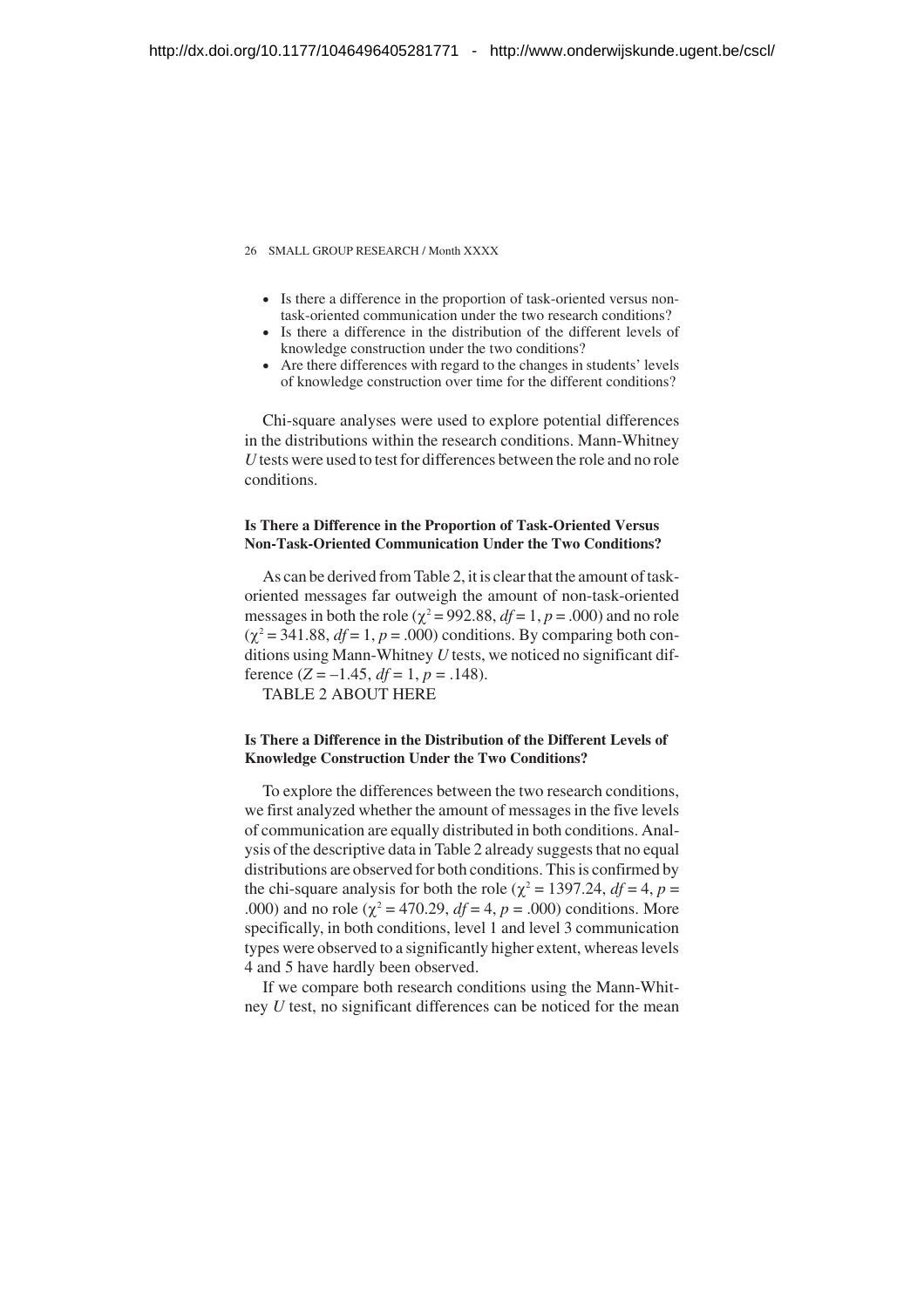- Is there a difference in the proportion of task-oriented versus non-task-oriented communication under the two research conditions?
- Is there a difference in the distribution of the different levels of knowledge construction under the two conditions?
- Are there differences with regard to the changes in students' levels of knowledge construction over time for the different conditions?

Chi-square analyses were used to explore potential differences in the distributions within the research conditions. Mann-Whitney *U* tests were used to test for differences between the role and no role conditions.

### Is There a Difference in the Proportion of Task-Oriented Versus Non-Task-Oriented Communication Under the Two Conditions?

As can be derived from Table 2, it is clear that the amount of task-oriented messages far outweigh the amount of non-task-oriented messages in both the role ($\chi^2 = 992.88$, $df = 1$, $p = .000$) and no role ($\chi^2 = 341.88$, $df = 1$, $p = .000$) conditions. By comparing both conditions using Mann-Whitney *U* tests, we noticed no significant difference ($Z = -1.45$, $df = 1$, $p = .148$).

TABLE 2 ABOUT HERE

### Is There a Difference in the Distribution of the Different Levels of Knowledge Construction Under the Two Conditions?

To explore the differences between the two research conditions, we first analyzed whether the amount of messages in the five levels of communication are equally distributed in both conditions. Analysis of the descriptive data in Table 2 already suggests that no equal distributions are observed for both conditions. This is confirmed by the chi-square analysis for both the role ($\chi^2 = 1397.24$, $df = 4$, $p = .000$) and no role ($\chi^2 = 470.29$, $df = 4$, $p = .000$) conditions. More specifically, in both conditions, level 1 and level 3 communication types were observed to a significantly higher extent, whereas levels 4 and 5 have hardly been observed.

If we compare both research conditions using the Mann-Whitney *U* test, no significant differences can be noticed for the mean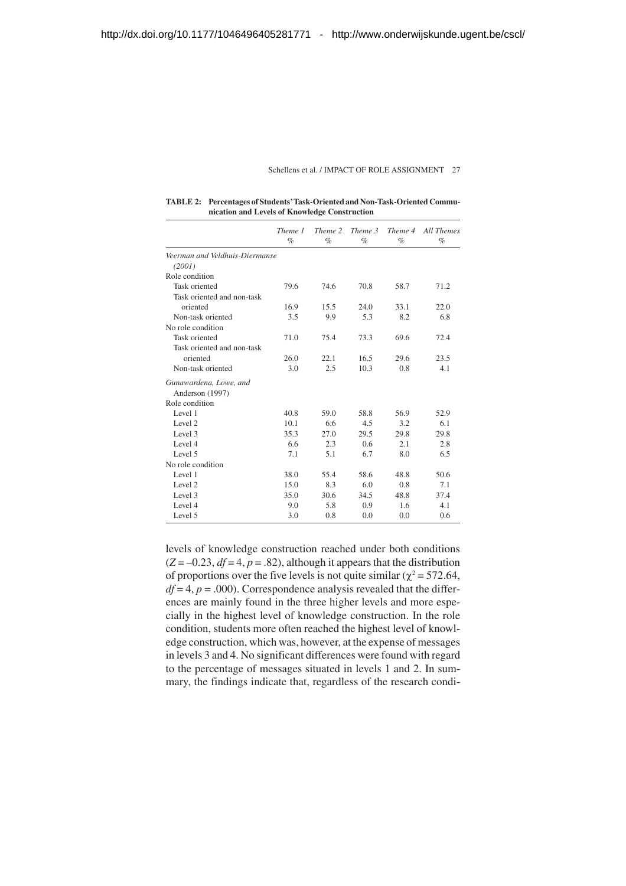**TABLE 2: Percentages of Students' Task-Oriented and Non-Task-Oriented Communication and Levels of Knowledge Construction**

| | *Theme 1* % | *Theme 2* % | *Theme 3* % | *Theme 4* % | *All Themes* % |
|---|---|---|---|---|---|
| *Veerman and Veldhuis-Diermanse (2001)* | | | | | |
| Role condition | | | | | |
| Task oriented | 79.6 | 74.6 | 70.8 | 58.7 | 71.2 |
| Task oriented and non-task oriented | 16.9 | 15.5 | 24.0 | 33.1 | 22.0 |
| Non-task oriented | 3.5 | 9.9 | 5.3 | 8.2 | 6.8 |
| No role condition | | | | | |
| Task oriented | 71.0 | 75.4 | 73.3 | 69.6 | 72.4 |
| Task oriented and non-task oriented | 26.0 | 22.1 | 16.5 | 29.6 | 23.5 |
| Non-task oriented | 3.0 | 2.5 | 10.3 | 0.8 | 4.1 |
| *Gunawardena, Lowe, and Anderson (1997)* | | | | | |
| Role condition | | | | | |
| Level 1 | 40.8 | 59.0 | 58.8 | 56.9 | 52.9 |
| Level 2 | 10.1 | 6.6 | 4.5 | 3.2 | 6.1 |
| Level 3 | 35.3 | 27.0 | 29.5 | 29.8 | 29.8 |
| Level 4 | 6.6 | 2.3 | 0.6 | 2.1 | 2.8 |
| Level 5 | 7.1 | 5.1 | 6.7 | 8.0 | 6.5 |
| No role condition | | | | | |
| Level 1 | 38.0 | 55.4 | 58.6 | 48.8 | 50.6 |
| Level 2 | 15.0 | 8.3 | 6.0 | 0.8 | 7.1 |
| Level 3 | 35.0 | 30.6 | 34.5 | 48.8 | 37.4 |
| Level 4 | 9.0 | 5.8 | 0.9 | 1.6 | 4.1 |
| Level 5 | 3.0 | 0.8 | 0.0 | 0.0 | 0.6 |

levels of knowledge construction reached under both conditions ($Z = -0.23$, $df = 4$, $p = .82$), although it appears that the distribution of proportions over the five levels is not quite similar ($\chi^2 = 572.64$, $df = 4$, $p = .000$). Correspondence analysis revealed that the differences are mainly found in the three higher levels and more especially in the highest level of knowledge construction. In the role condition, students more often reached the highest level of knowledge construction, which was, however, at the expense of messages in levels 3 and 4. No significant differences were found with regard to the percentage of messages situated in levels 1 and 2. In summary, the findings indicate that, regardless of the research condi-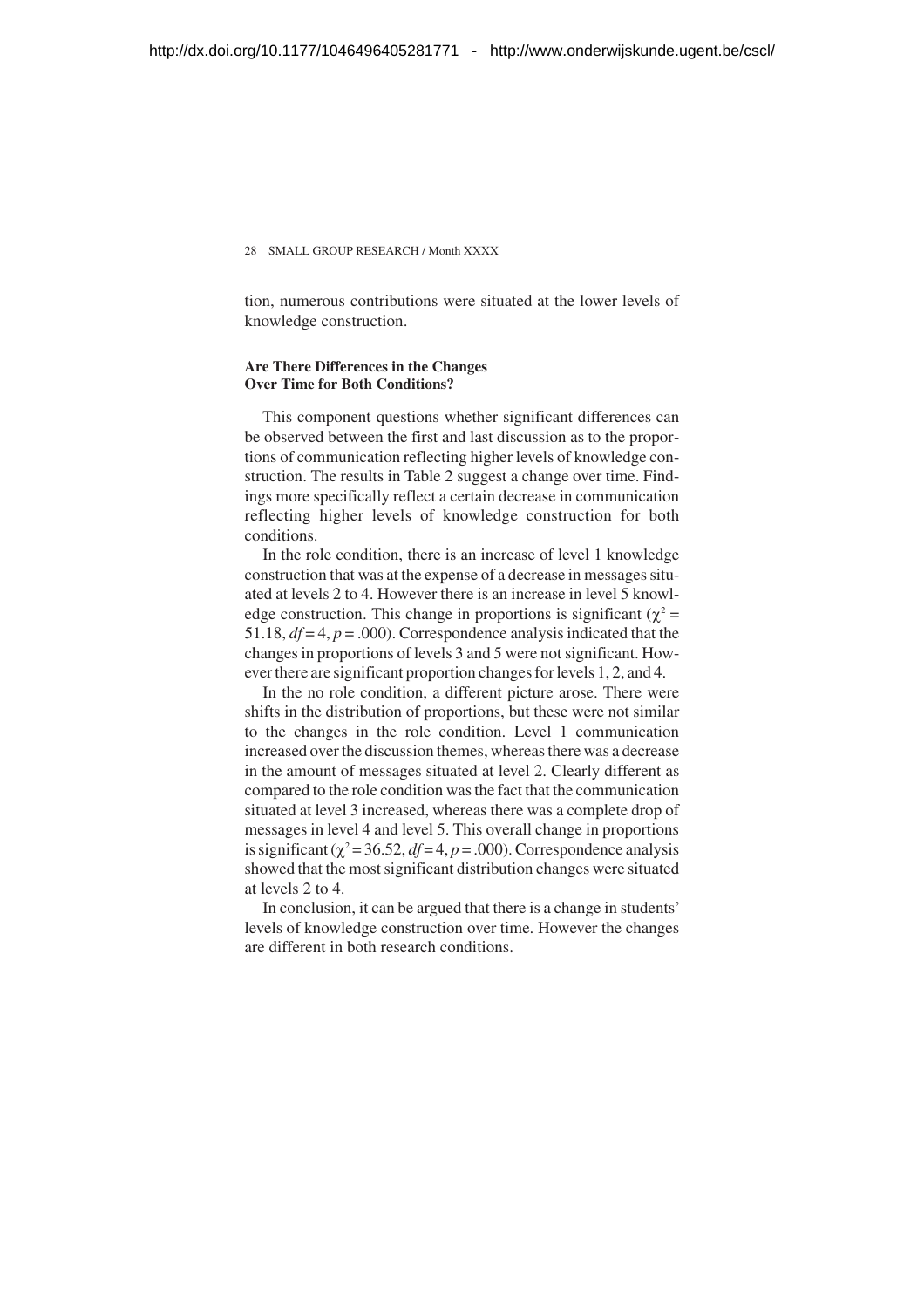tion, numerous contributions were situated at the lower levels of knowledge construction.

### Are There Differences in the Changes Over Time for Both Conditions?

This component questions whether significant differences can be observed between the first and last discussion as to the proportions of communication reflecting higher levels of knowledge construction. The results in Table 2 suggest a change over time. Findings more specifically reflect a certain decrease in communication reflecting higher levels of knowledge construction for both conditions.

In the role condition, there is an increase of level 1 knowledge construction that was at the expense of a decrease in messages situated at levels 2 to 4. However there is an increase in level 5 knowledge construction. This change in proportions is significant ($\chi^2 = 51.18$, $df = 4$, $p = .000$). Correspondence analysis indicated that the changes in proportions of levels 3 and 5 were not significant. However there are significant proportion changes for levels 1, 2, and 4.

In the no role condition, a different picture arose. There were shifts in the distribution of proportions, but these were not similar to the changes in the role condition. Level 1 communication increased over the discussion themes, whereas there was a decrease in the amount of messages situated at level 2. Clearly different as compared to the role condition was the fact that the communication situated at level 3 increased, whereas there was a complete drop of messages in level 4 and level 5. This overall change in proportions is significant ($\chi^2 = 36.52$, $df = 4$, $p = .000$). Correspondence analysis showed that the most significant distribution changes were situated at levels 2 to 4.

In conclusion, it can be argued that there is a change in students' levels of knowledge construction over time. However the changes are different in both research conditions.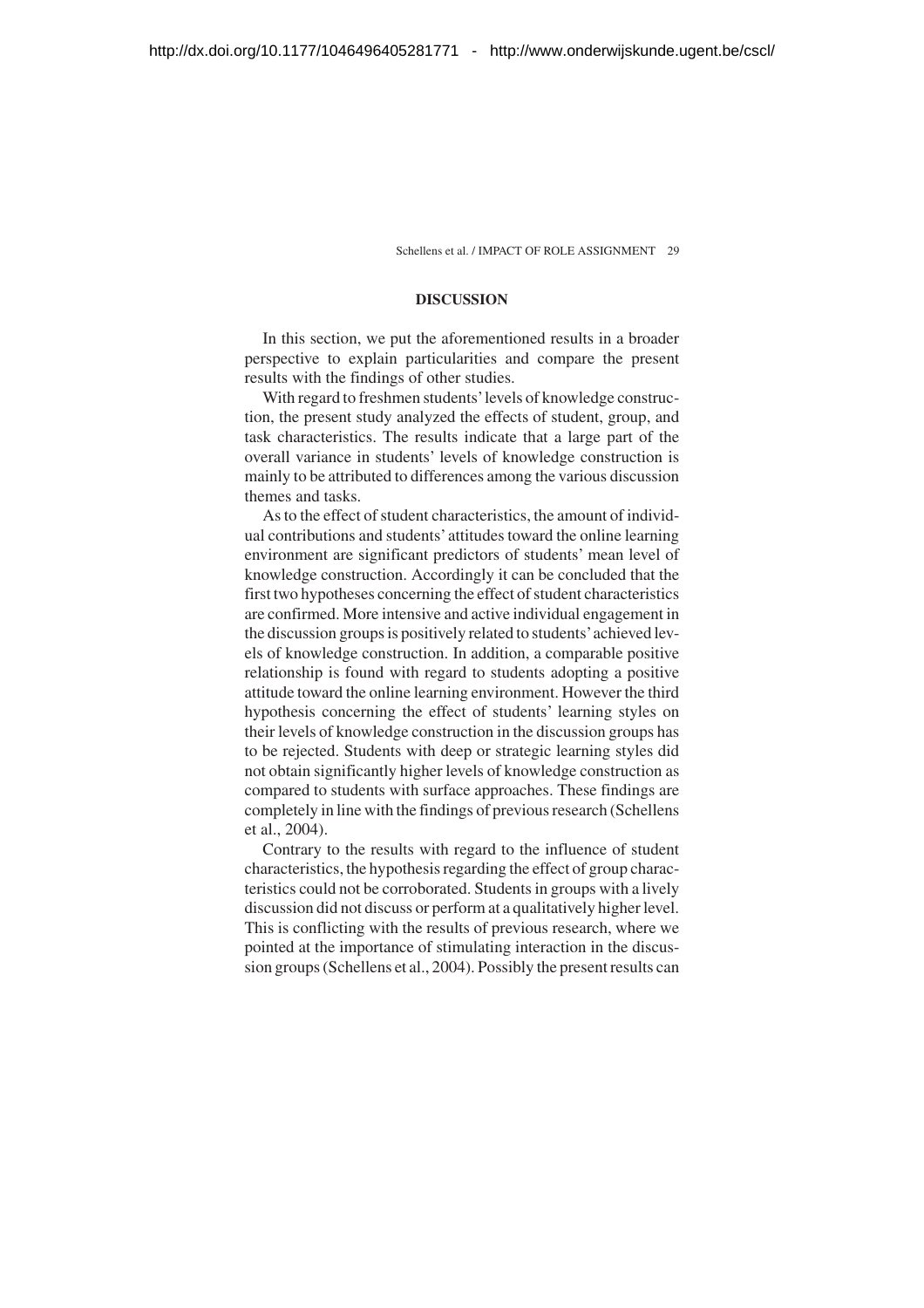## DISCUSSION

In this section, we put the aforementioned results in a broader perspective to explain particularities and compare the present results with the findings of other studies.

With regard to freshmen students' levels of knowledge construction, the present study analyzed the effects of student, group, and task characteristics. The results indicate that a large part of the overall variance in students' levels of knowledge construction is mainly to be attributed to differences among the various discussion themes and tasks.

As to the effect of student characteristics, the amount of individual contributions and students' attitudes toward the online learning environment are significant predictors of students' mean level of knowledge construction. Accordingly it can be concluded that the first two hypotheses concerning the effect of student characteristics are confirmed. More intensive and active individual engagement in the discussion groups is positively related to students' achieved levels of knowledge construction. In addition, a comparable positive relationship is found with regard to students adopting a positive attitude toward the online learning environment. However the third hypothesis concerning the effect of students' learning styles on their levels of knowledge construction in the discussion groups has to be rejected. Students with deep or strategic learning styles did not obtain significantly higher levels of knowledge construction as compared to students with surface approaches. These findings are completely in line with the findings of previous research (Schellens et al., 2004).

Contrary to the results with regard to the influence of student characteristics, the hypothesis regarding the effect of group characteristics could not be corroborated. Students in groups with a lively discussion did not discuss or perform at a qualitatively higher level. This is conflicting with the results of previous research, where we pointed at the importance of stimulating interaction in the discussion groups (Schellens et al., 2004). Possibly the present results can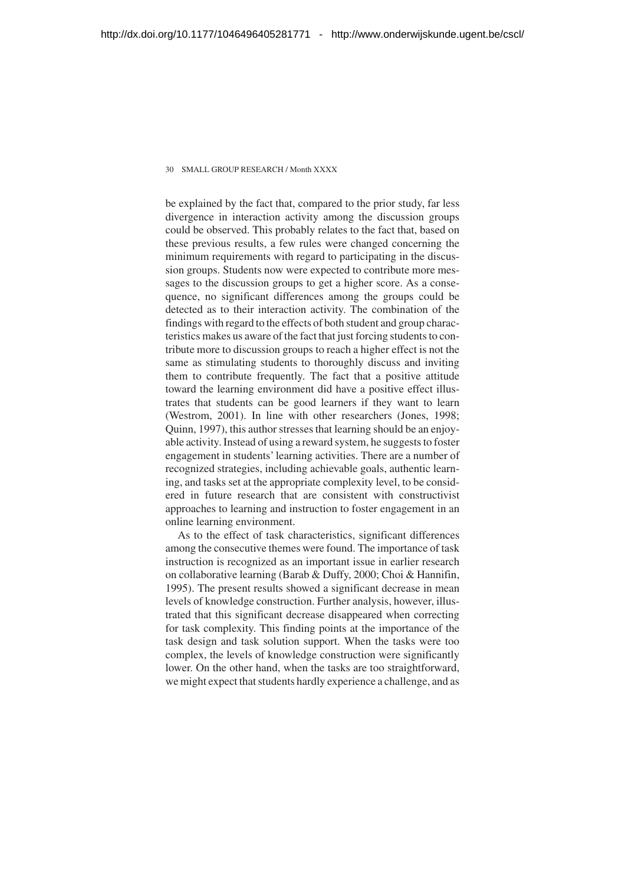be explained by the fact that, compared to the prior study, far less divergence in interaction activity among the discussion groups could be observed. This probably relates to the fact that, based on these previous results, a few rules were changed concerning the minimum requirements with regard to participating in the discussion groups. Students now were expected to contribute more messages to the discussion groups to get a higher score. As a consequence, no significant differences among the groups could be detected as to their interaction activity. The combination of the findings with regard to the effects of both student and group characteristics makes us aware of the fact that just forcing students to contribute more to discussion groups to reach a higher effect is not the same as stimulating students to thoroughly discuss and inviting them to contribute frequently. The fact that a positive attitude toward the learning environment did have a positive effect illustrates that students can be good learners if they want to learn (Westrom, 2001). In line with other researchers (Jones, 1998; Quinn, 1997), this author stresses that learning should be an enjoyable activity. Instead of using a reward system, he suggests to foster engagement in students' learning activities. There are a number of recognized strategies, including achievable goals, authentic learning, and tasks set at the appropriate complexity level, to be considered in future research that are consistent with constructivist approaches to learning and instruction to foster engagement in an online learning environment.

As to the effect of task characteristics, significant differences among the consecutive themes were found. The importance of task instruction is recognized as an important issue in earlier research on collaborative learning (Barab & Duffy, 2000; Choi & Hannifin, 1995). The present results showed a significant decrease in mean levels of knowledge construction. Further analysis, however, illustrated that this significant decrease disappeared when correcting for task complexity. This finding points at the importance of the task design and task solution support. When the tasks were too complex, the levels of knowledge construction were significantly lower. On the other hand, when the tasks are too straightforward, we might expect that students hardly experience a challenge, and as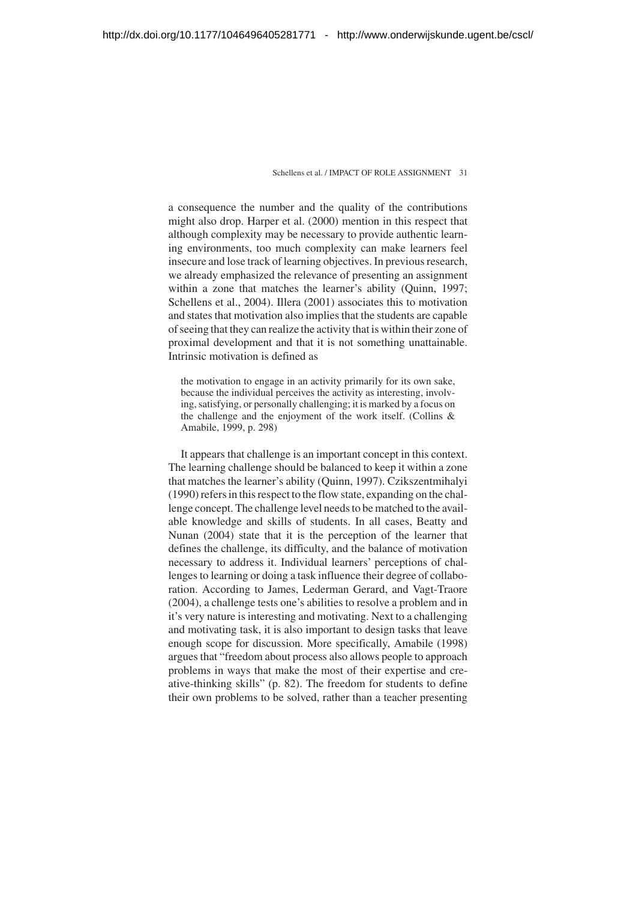a consequence the number and the quality of the contributions might also drop. Harper et al. (2000) mention in this respect that although complexity may be necessary to provide authentic learning environments, too much complexity can make learners feel insecure and lose track of learning objectives. In previous research, we already emphasized the relevance of presenting an assignment within a zone that matches the learner's ability (Quinn, 1997; Schellens et al., 2004). Illera (2001) associates this to motivation and states that motivation also implies that the students are capable of seeing that they can realize the activity that is within their zone of proximal development and that it is not something unattainable. Intrinsic motivation is defined as

> the motivation to engage in an activity primarily for its own sake, because the individual perceives the activity as interesting, involving, satisfying, or personally challenging; it is marked by a focus on the challenge and the enjoyment of the work itself. (Collins & Amabile, 1999, p. 298)

It appears that challenge is an important concept in this context. The learning challenge should be balanced to keep it within a zone that matches the learner's ability (Quinn, 1997). Czikszentmihalyi (1990) refers in this respect to the flow state, expanding on the challenge concept. The challenge level needs to be matched to the available knowledge and skills of students. In all cases, Beatty and Nunan (2004) state that it is the perception of the learner that defines the challenge, its difficulty, and the balance of motivation necessary to address it. Individual learners' perceptions of challenges to learning or doing a task influence their degree of collaboration. According to James, Lederman Gerard, and Vagt-Traore (2004), a challenge tests one's abilities to resolve a problem and in it's very nature is interesting and motivating. Next to a challenging and motivating task, it is also important to design tasks that leave enough scope for discussion. More specifically, Amabile (1998) argues that "freedom about process also allows people to approach problems in ways that make the most of their expertise and creative-thinking skills" (p. 82). The freedom for students to define their own problems to be solved, rather than a teacher presenting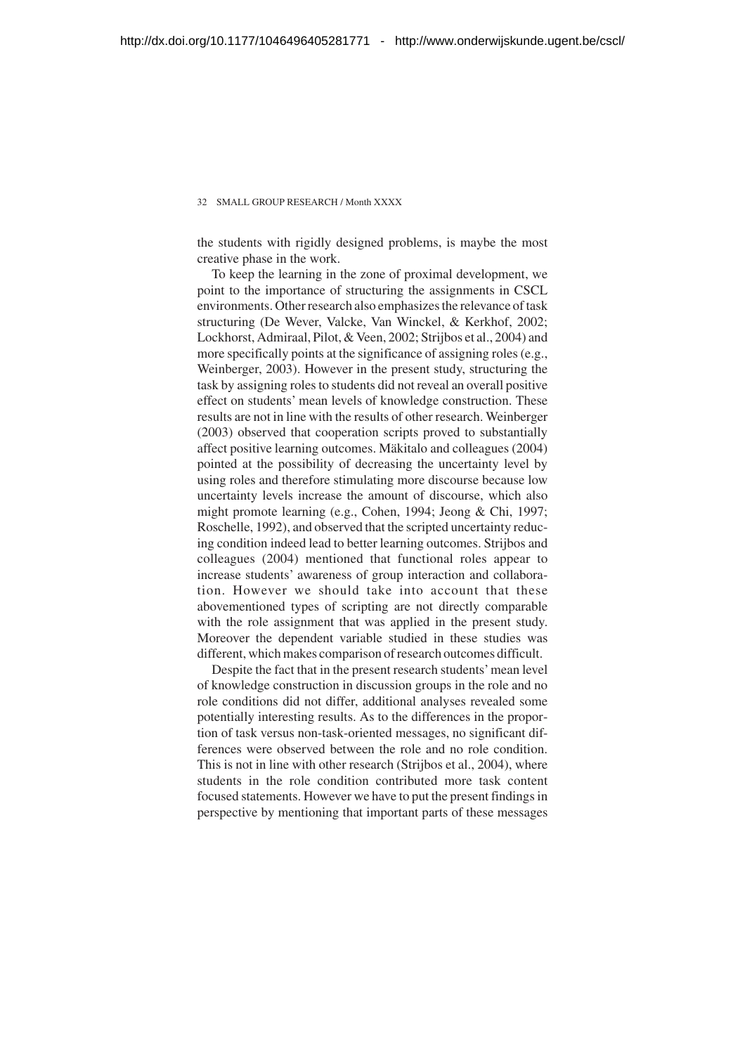the students with rigidly designed problems, is maybe the most creative phase in the work.

To keep the learning in the zone of proximal development, we point to the importance of structuring the assignments in CSCL environments. Other research also emphasizes the relevance of task structuring (De Wever, Valcke, Van Winckel, & Kerkhof, 2002; Lockhorst, Admiraal, Pilot, & Veen, 2002; Strijbos et al., 2004) and more specifically points at the significance of assigning roles (e.g., Weinberger, 2003). However in the present study, structuring the task by assigning roles to students did not reveal an overall positive effect on students' mean levels of knowledge construction. These results are not in line with the results of other research. Weinberger (2003) observed that cooperation scripts proved to substantially affect positive learning outcomes. Mäkitalo and colleagues (2004) pointed at the possibility of decreasing the uncertainty level by using roles and therefore stimulating more discourse because low uncertainty levels increase the amount of discourse, which also might promote learning (e.g., Cohen, 1994; Jeong & Chi, 1997; Roschelle, 1992), and observed that the scripted uncertainty reducing condition indeed lead to better learning outcomes. Strijbos and colleagues (2004) mentioned that functional roles appear to increase students' awareness of group interaction and collaboration. However we should take into account that these abovementioned types of scripting are not directly comparable with the role assignment that was applied in the present study. Moreover the dependent variable studied in these studies was different, which makes comparison of research outcomes difficult.

Despite the fact that in the present research students' mean level of knowledge construction in discussion groups in the role and no role conditions did not differ, additional analyses revealed some potentially interesting results. As to the differences in the proportion of task versus non-task-oriented messages, no significant differences were observed between the role and no role condition. This is not in line with other research (Strijbos et al., 2004), where students in the role condition contributed more task content focused statements. However we have to put the present findings in perspective by mentioning that important parts of these messages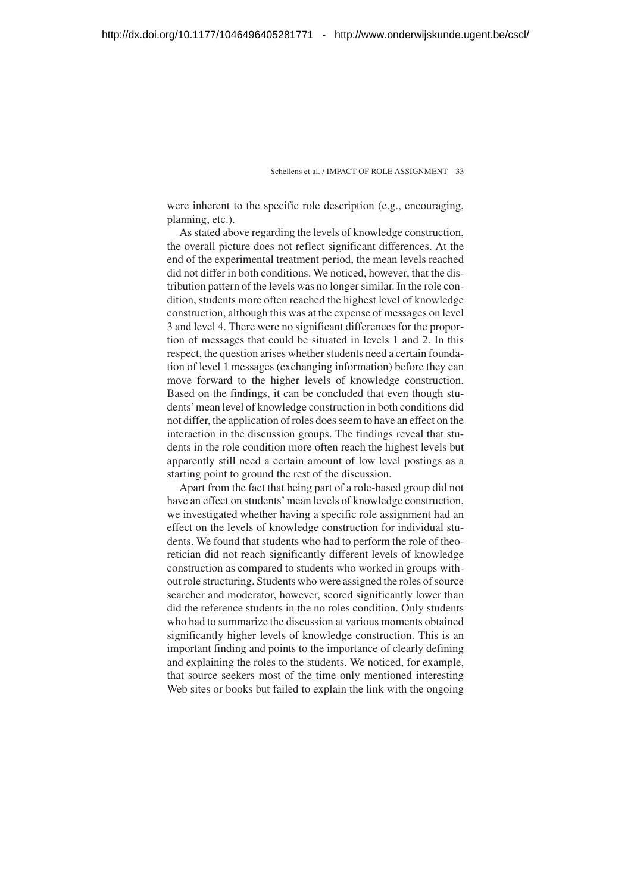were inherent to the specific role description (e.g., encouraging, planning, etc.).

As stated above regarding the levels of knowledge construction, the overall picture does not reflect significant differences. At the end of the experimental treatment period, the mean levels reached did not differ in both conditions. We noticed, however, that the distribution pattern of the levels was no longer similar. In the role condition, students more often reached the highest level of knowledge construction, although this was at the expense of messages on level 3 and level 4. There were no significant differences for the proportion of messages that could be situated in levels 1 and 2. In this respect, the question arises whether students need a certain foundation of level 1 messages (exchanging information) before they can move forward to the higher levels of knowledge construction. Based on the findings, it can be concluded that even though students' mean level of knowledge construction in both conditions did not differ, the application of roles does seem to have an effect on the interaction in the discussion groups. The findings reveal that students in the role condition more often reach the highest levels but apparently still need a certain amount of low level postings as a starting point to ground the rest of the discussion.

Apart from the fact that being part of a role-based group did not have an effect on students' mean levels of knowledge construction, we investigated whether having a specific role assignment had an effect on the levels of knowledge construction for individual students. We found that students who had to perform the role of theoretician did not reach significantly different levels of knowledge construction as compared to students who worked in groups without role structuring. Students who were assigned the roles of source searcher and moderator, however, scored significantly lower than did the reference students in the no roles condition. Only students who had to summarize the discussion at various moments obtained significantly higher levels of knowledge construction. This is an important finding and points to the importance of clearly defining and explaining the roles to the students. We noticed, for example, that source seekers most of the time only mentioned interesting Web sites or books but failed to explain the link with the ongoing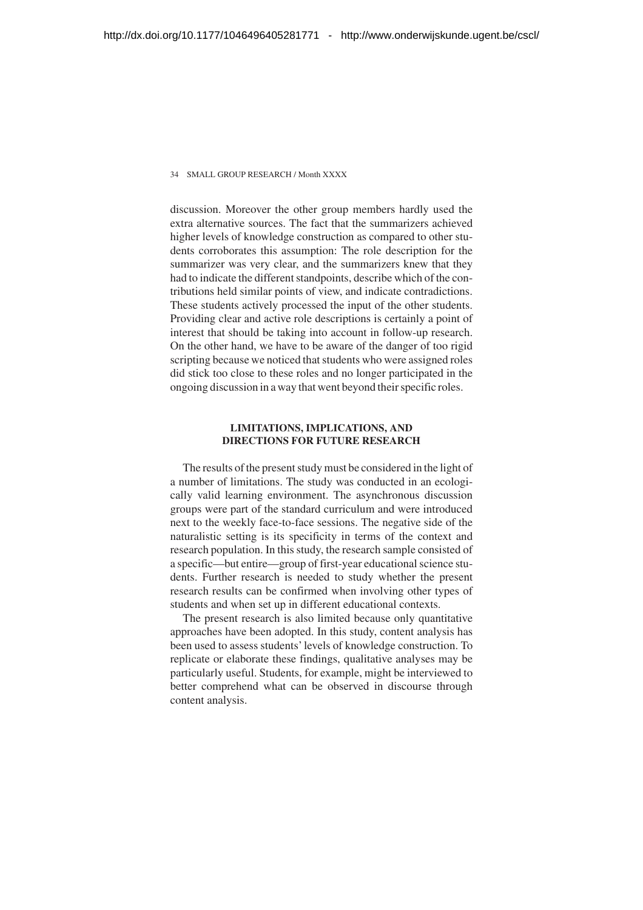discussion. Moreover the other group members hardly used the extra alternative sources. The fact that the summarizers achieved higher levels of knowledge construction as compared to other students corroborates this assumption: The role description for the summarizer was very clear, and the summarizers knew that they had to indicate the different standpoints, describe which of the contributions held similar points of view, and indicate contradictions. These students actively processed the input of the other students. Providing clear and active role descriptions is certainly a point of interest that should be taking into account in follow-up research. On the other hand, we have to be aware of the danger of too rigid scripting because we noticed that students who were assigned roles did stick too close to these roles and no longer participated in the ongoing discussion in a way that went beyond their specific roles.

## LIMITATIONS, IMPLICATIONS, AND DIRECTIONS FOR FUTURE RESEARCH

The results of the present study must be considered in the light of a number of limitations. The study was conducted in an ecologically valid learning environment. The asynchronous discussion groups were part of the standard curriculum and were introduced next to the weekly face-to-face sessions. The negative side of the naturalistic setting is its specificity in terms of the context and research population. In this study, the research sample consisted of a specific—but entire—group of first-year educational science students. Further research is needed to study whether the present research results can be confirmed when involving other types of students and when set up in different educational contexts.

The present research is also limited because only quantitative approaches have been adopted. In this study, content analysis has been used to assess students' levels of knowledge construction. To replicate or elaborate these findings, qualitative analyses may be particularly useful. Students, for example, might be interviewed to better comprehend what can be observed in discourse through content analysis.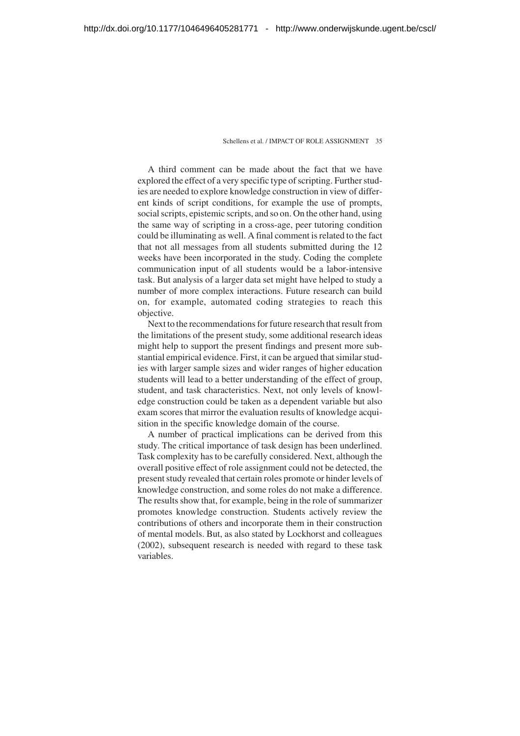A third comment can be made about the fact that we have explored the effect of a very specific type of scripting. Further studies are needed to explore knowledge construction in view of different kinds of script conditions, for example the use of prompts, social scripts, epistemic scripts, and so on. On the other hand, using the same way of scripting in a cross-age, peer tutoring condition could be illuminating as well. A final comment is related to the fact that not all messages from all students submitted during the 12 weeks have been incorporated in the study. Coding the complete communication input of all students would be a labor-intensive task. But analysis of a larger data set might have helped to study a number of more complex interactions. Future research can build on, for example, automated coding strategies to reach this objective.

Next to the recommendations for future research that result from the limitations of the present study, some additional research ideas might help to support the present findings and present more substantial empirical evidence. First, it can be argued that similar studies with larger sample sizes and wider ranges of higher education students will lead to a better understanding of the effect of group, student, and task characteristics. Next, not only levels of knowledge construction could be taken as a dependent variable but also exam scores that mirror the evaluation results of knowledge acquisition in the specific knowledge domain of the course.

A number of practical implications can be derived from this study. The critical importance of task design has been underlined. Task complexity has to be carefully considered. Next, although the overall positive effect of role assignment could not be detected, the present study revealed that certain roles promote or hinder levels of knowledge construction, and some roles do not make a difference. The results show that, for example, being in the role of summarizer promotes knowledge construction. Students actively review the contributions of others and incorporate them in their construction of mental models. But, as also stated by Lockhorst and colleagues (2002), subsequent research is needed with regard to these task variables.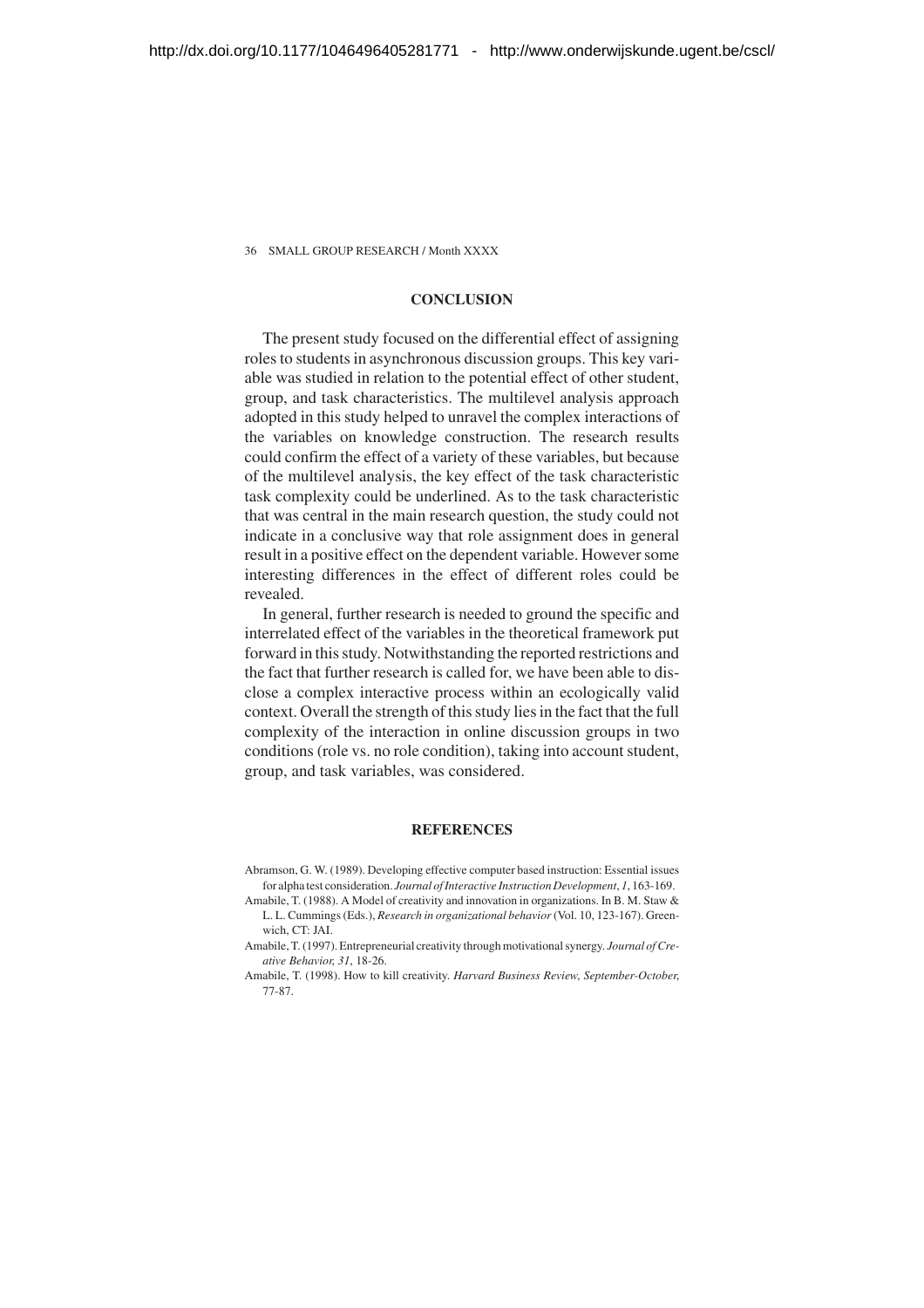## CONCLUSION

The present study focused on the differential effect of assigning roles to students in asynchronous discussion groups. This key variable was studied in relation to the potential effect of other student, group, and task characteristics. The multilevel analysis approach adopted in this study helped to unravel the complex interactions of the variables on knowledge construction. The research results could confirm the effect of a variety of these variables, but because of the multilevel analysis, the key effect of the task characteristic task complexity could be underlined. As to the task characteristic that was central in the main research question, the study could not indicate in a conclusive way that role assignment does in general result in a positive effect on the dependent variable. However some interesting differences in the effect of different roles could be revealed.

In general, further research is needed to ground the specific and interrelated effect of the variables in the theoretical framework put forward in this study. Notwithstanding the reported restrictions and the fact that further research is called for, we have been able to disclose a complex interactive process within an ecologically valid context. Overall the strength of this study lies in the fact that the full complexity of the interaction in online discussion groups in two conditions (role vs. no role condition), taking into account student, group, and task variables, was considered.

## REFERENCES

Abramson, G. W. (1989). Developing effective computer based instruction: Essential issues for alpha test consideration. *Journal of Interactive Instruction Development*, *1*, 163-169.

Amabile, T. (1988). A Model of creativity and innovation in organizations. In B. M. Staw & L. L. Cummings (Eds.), *Research in organizational behavior* (Vol. 10, 123-167). Greenwich, CT: JAI.

Amabile, T. (1997). Entrepreneurial creativity through motivational synergy. *Journal of Creative Behavior, 31*, 18-26.

Amabile, T. (1998). How to kill creativity. *Harvard Business Review*, *September-October*, 77-87.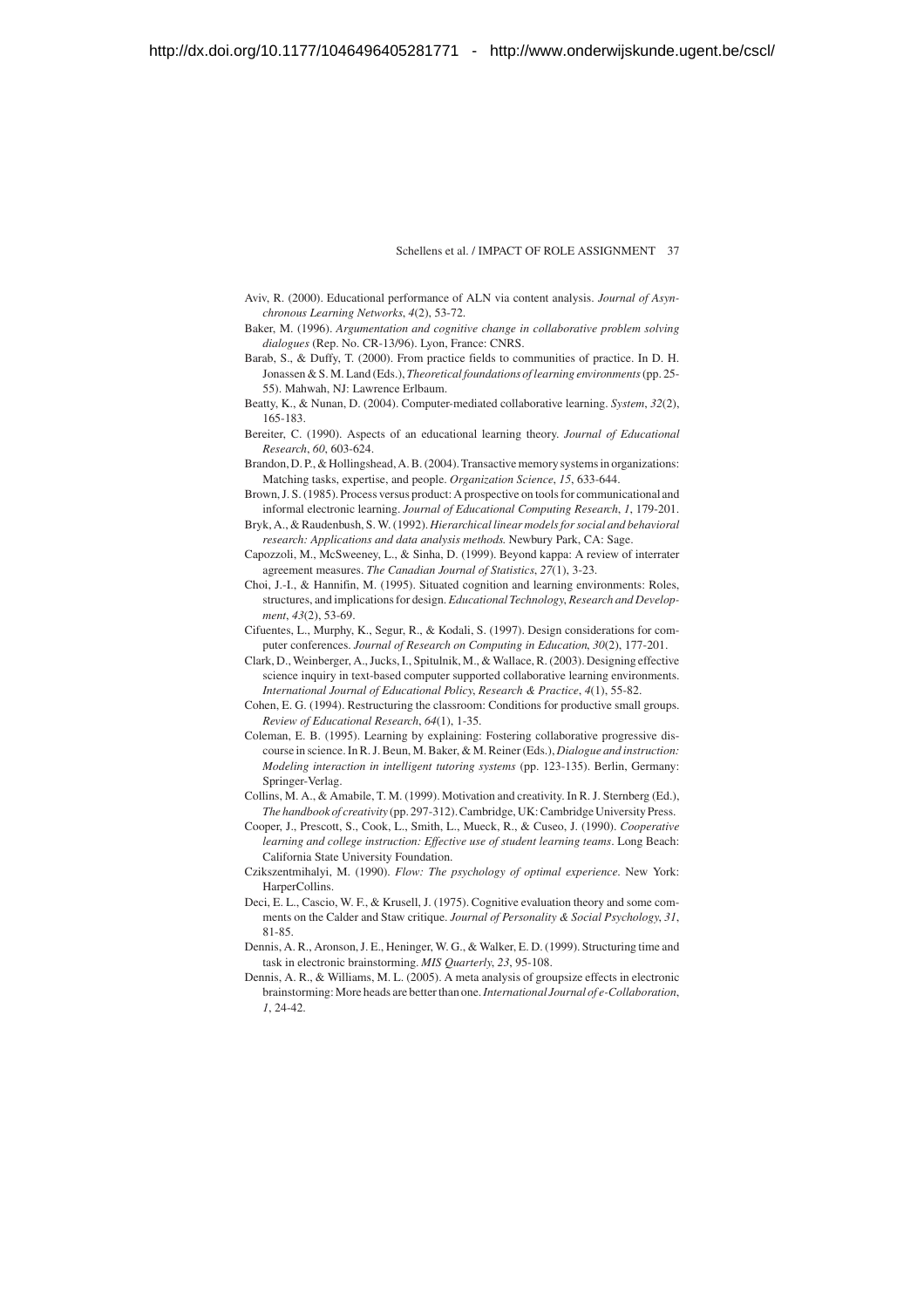Aviv, R. (2000). Educational performance of ALN via content analysis. *Journal of Asynchronous Learning Networks*, *4*(2), 53-72.

Baker, M. (1996). *Argumentation and cognitive change in collaborative problem solving dialogues* (Rep. No. CR-13/96). Lyon, France: CNRS.

Barab, S., & Duffy, T. (2000). From practice fields to communities of practice. In D. H. Jonassen & S. M. Land (Eds.), *Theoretical foundations of learning environments* (pp. 25-55). Mahwah, NJ: Lawrence Erlbaum.

Beatty, K., & Nunan, D. (2004). Computer-mediated collaborative learning. *System*, *32*(2), 165-183.

Bereiter, C. (1990). Aspects of an educational learning theory. *Journal of Educational Research*, *60*, 603-624.

Brandon, D. P., & Hollingshead, A. B. (2004). Transactive memory systems in organizations: Matching tasks, expertise, and people. *Organization Science*, *15*, 633-644.

Brown, J. S. (1985). Process versus product: A prospective on tools for communicational and informal electronic learning. *Journal of Educational Computing Research*, *1*, 179-201.

Bryk, A., & Raudenbush, S. W. (1992). *Hierarchical linear models for social and behavioral research: Applications and data analysis methods.* Newbury Park, CA: Sage.

Capozzoli, M., McSweeney, L., & Sinha, D. (1999). Beyond kappa: A review of interrater agreement measures. *The Canadian Journal of Statistics*, *27*(1), 3-23.

Choi, J.-I., & Hannifin, M. (1995). Situated cognition and learning environments: Roles, structures, and implications for design. *Educational Technology, Research and Development*, *43*(2), 53-69.

Cifuentes, L., Murphy, K., Segur, R., & Kodali, S. (1997). Design considerations for computer conferences. *Journal of Research on Computing in Education*, *30*(2), 177-201.

Clark, D., Weinberger, A., Jucks, I., Spitulnik, M., & Wallace, R. (2003). Designing effective science inquiry in text-based computer supported collaborative learning environments. *International Journal of Educational Policy, Research & Practice*, *4*(1), 55-82.

Cohen, E. G. (1994). Restructuring the classroom: Conditions for productive small groups. *Review of Educational Research*, *64*(1), 1-35.

Coleman, E. B. (1995). Learning by explaining: Fostering collaborative progressive discourse in science. In R. J. Beun, M. Baker, & M. Reiner (Eds.), *Dialogue and instruction: Modeling interaction in intelligent tutoring systems* (pp. 123-135). Berlin, Germany: Springer-Verlag.

Collins, M. A., & Amabile, T. M. (1999). Motivation and creativity. In R. J. Sternberg (Ed.), *The handbook of creativity* (pp. 297-312). Cambridge, UK: Cambridge University Press.

Cooper, J., Prescott, S., Cook, L., Smith, L., Mueck, R., & Cuseo, J. (1990). *Cooperative learning and college instruction: Effective use of student learning teams*. Long Beach: California State University Foundation.

Czikszentmihalyi, M. (1990). *Flow: The psychology of optimal experience*. New York: HarperCollins.

Deci, E. L., Cascio, W. F., & Krusell, J. (1975). Cognitive evaluation theory and some comments on the Calder and Staw critique. *Journal of Personality & Social Psychology*, *31*, 81-85.

Dennis, A. R., Aronson, J. E., Heninger, W. G., & Walker, E. D. (1999). Structuring time and task in electronic brainstorming. *MIS Quarterly*, *23*, 95-108.

Dennis, A. R., & Williams, M. L. (2005). A meta analysis of groupsize effects in electronic brainstorming: More heads are better than one. *International Journal of e-Collaboration*, *1*, 24-42.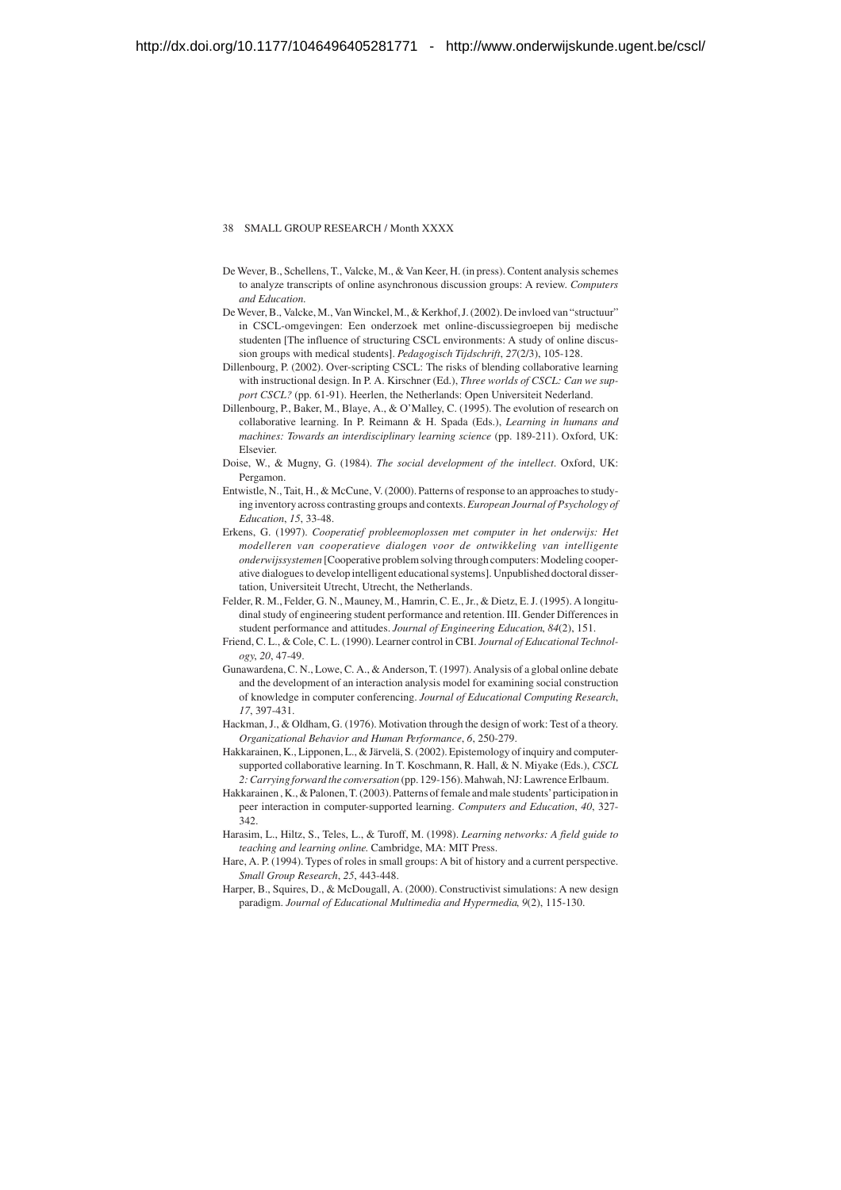De Wever, B., Schellens, T., Valcke, M., & Van Keer, H. (in press). Content analysis schemes to analyze transcripts of online asynchronous discussion groups: A review. *Computers and Education*.

De Wever, B., Valcke, M., Van Winckel, M., & Kerkhof, J. (2002). De invloed van "structuur" in CSCL-omgevingen: Een onderzoek met online-discussiegroepen bij medische studenten [The influence of structuring CSCL environments: A study of online discussion groups with medical students]. *Pedagogisch Tijdschrift*, *27*(2/3), 105-128.

Dillenbourg, P. (2002). Over-scripting CSCL: The risks of blending collaborative learning with instructional design. In P. A. Kirschner (Ed.), *Three worlds of CSCL: Can we support CSCL?* (pp. 61-91). Heerlen, the Netherlands: Open Universiteit Nederland.

Dillenbourg, P., Baker, M., Blaye, A., & O'Malley, C. (1995). The evolution of research on collaborative learning. In P. Reimann & H. Spada (Eds.), *Learning in humans and machines: Towards an interdisciplinary learning science* (pp. 189-211). Oxford, UK: Elsevier.

Doise, W., & Mugny, G. (1984). *The social development of the intellect*. Oxford, UK: Pergamon.

Entwistle, N., Tait, H., & McCune, V. (2000). Patterns of response to an approaches to studying inventory across contrasting groups and contexts. *European Journal of Psychology of Education*, *15*, 33-48.

Erkens, G. (1997). *Cooperatief probleemoplossen met computer in het onderwijs: Het modelleren van cooperatieve dialogen voor de ontwikkeling van intelligente onderwijssystemen* [Cooperative problem solving through computers: Modeling cooperative dialogues to develop intelligent educational systems]. Unpublished doctoral dissertation, Universiteit Utrecht, Utrecht, the Netherlands.

Felder, R. M., Felder, G. N., Mauney, M., Hamrin, C. E., Jr., & Dietz, E. J. (1995). A longitudinal study of engineering student performance and retention. III. Gender Differences in student performance and attitudes. *Journal of Engineering Education*, *84*(2), 151.

Friend, C. L., & Cole, C. L. (1990). Learner control in CBI. *Journal of Educational Technology*, *20*, 47-49.

Gunawardena, C. N., Lowe, C. A., & Anderson, T. (1997). Analysis of a global online debate and the development of an interaction analysis model for examining social construction of knowledge in computer conferencing. *Journal of Educational Computing Research*, *17*, 397-431.

Hackman, J., & Oldham, G. (1976). Motivation through the design of work: Test of a theory. *Organizational Behavior and Human Performance*, *6*, 250-279.

Hakkarainen, K., Lipponen, L., & Järvelä, S. (2002). Epistemology of inquiry and computer-supported collaborative learning. In T. Koschmann, R. Hall, & N. Miyake (Eds.), *CSCL 2: Carrying forward the conversation* (pp. 129-156). Mahwah, NJ: Lawrence Erlbaum.

Hakkarainen, K., & Palonen, T. (2003). Patterns of female and male students' participation in peer interaction in computer-supported learning. *Computers and Education*, *40*, 327-342.

Harasim, L., Hiltz, S., Teles, L., & Turoff, M. (1998). *Learning networks: A field guide to teaching and learning online.* Cambridge, MA: MIT Press.

Hare, A. P. (1994). Types of roles in small groups: A bit of history and a current perspective. *Small Group Research*, *25*, 443-448.

Harper, B., Squires, D., & McDougall, A. (2000). Constructivist simulations: A new design paradigm. *Journal of Educational Multimedia and Hypermedia*, *9*(2), 115-130.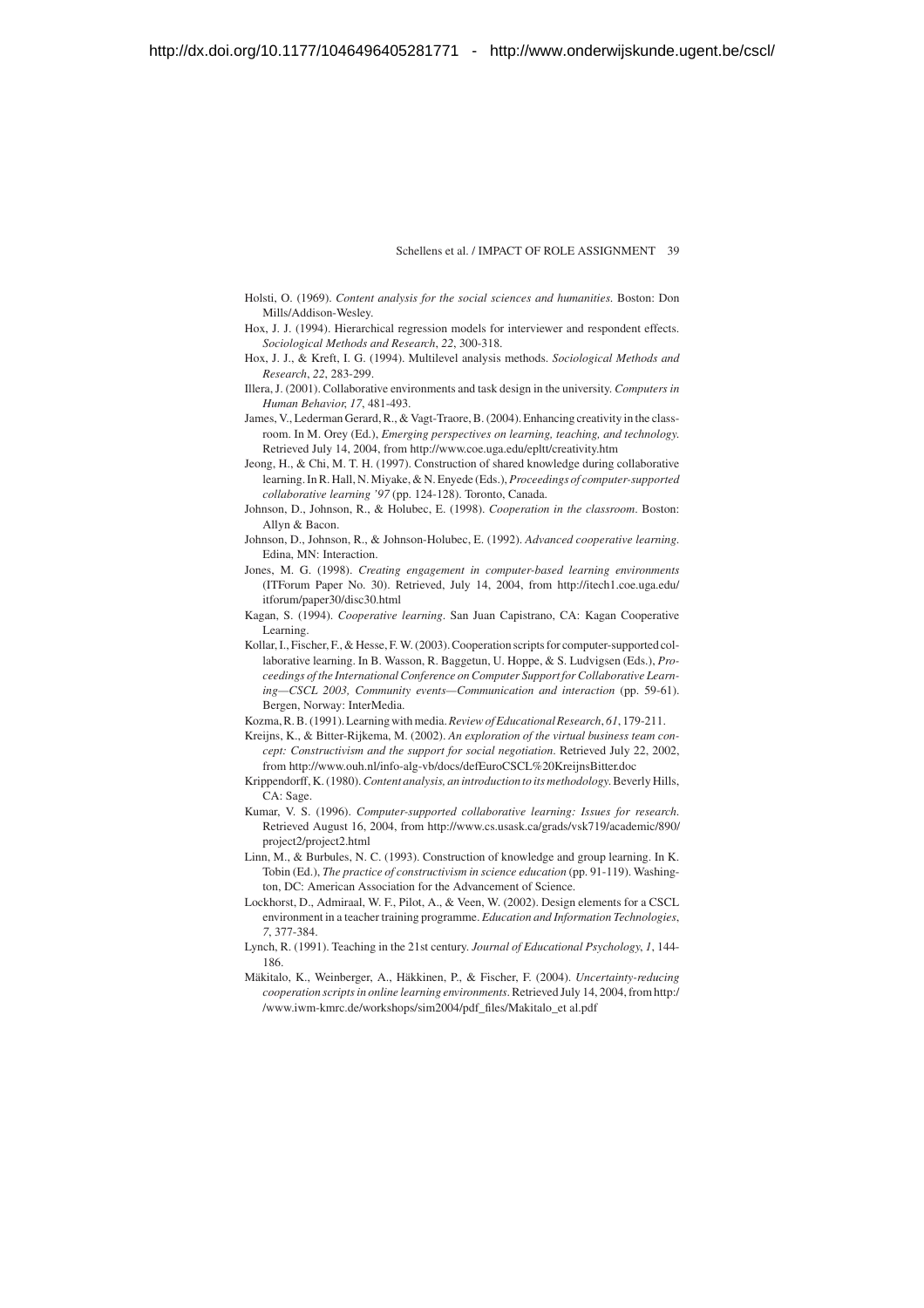Holsti, O. (1969). *Content analysis for the social sciences and humanities*. Boston: Don Mills/Addison-Wesley.

Hox, J. J. (1994). Hierarchical regression models for interviewer and respondent effects. *Sociological Methods and Research*, *22*, 300-318.

Hox, J. J., & Kreft, I. G. (1994). Multilevel analysis methods. *Sociological Methods and Research*, *22*, 283-299.

Illera, J. (2001). Collaborative environments and task design in the university. *Computers in Human Behavior, 17*, 481-493.

James, V., Lederman Gerard, R., & Vagt-Traore, B. (2004). Enhancing creativity in the classroom. In M. Orey (Ed.), *Emerging perspectives on learning, teaching, and technology.* Retrieved July 14, 2004, from http://www.coe.uga.edu/epltt/creativity.htm

Jeong, H., & Chi, M. T. H. (1997). Construction of shared knowledge during collaborative learning. In R. Hall, N. Miyake, & N. Enyede (Eds.), *Proceedings of computer-supported collaborative learning '97* (pp. 124-128). Toronto, Canada.

Johnson, D., Johnson, R., & Holubec, E. (1998). *Cooperation in the classroom*. Boston: Allyn & Bacon.

Johnson, D., Johnson, R., & Johnson-Holubec, E. (1992). *Advanced cooperative learning.* Edina, MN: Interaction.

Jones, M. G. (1998). *Creating engagement in computer-based learning environments* (ITForum Paper No. 30). Retrieved, July 14, 2004, from http://itech1.coe.uga.edu/itforum/paper30/disc30.html

Kagan, S. (1994). *Cooperative learning*. San Juan Capistrano, CA: Kagan Cooperative Learning.

Kollar, I., Fischer, F., & Hesse, F. W. (2003). Cooperation scripts for computer-supported collaborative learning. In B. Wasson, R. Baggetun, U. Hoppe, & S. Ludvigsen (Eds.), *Proceedings of the International Conference on Computer Support for Collaborative Learning—CSCL 2003, Community events—Communication and interaction* (pp. 59-61). Bergen, Norway: InterMedia.

Kozma, R. B. (1991). Learning with media. *Review of Educational Research*, *61*, 179-211.

Kreijns, K., & Bitter-Rijkema, M. (2002). *An exploration of the virtual business team concept: Constructivism and the support for social negotiation*. Retrieved July 22, 2002, from http://www.ouh.nl/info-alg-vb/docs/defEuroCSCL%20KreijnsBitter.doc

Krippendorff, K. (1980). *Content analysis, an introduction to its methodology*. Beverly Hills, CA: Sage.

Kumar, V. S. (1996). *Computer-supported collaborative learning: Issues for research*. Retrieved August 16, 2004, from http://www.cs.usask.ca/grads/vsk719/academic/890/project2/project2.html

Linn, M., & Burbules, N. C. (1993). Construction of knowledge and group learning. In K. Tobin (Ed.), *The practice of constructivism in science education* (pp. 91-119). Washington, DC: American Association for the Advancement of Science.

Lockhorst, D., Admiraal, W. F., Pilot, A., & Veen, W. (2002). Design elements for a CSCL environment in a teacher training programme. *Education and Information Technologies*, *7*, 377-384.

Lynch, R. (1991). Teaching in the 21st century. *Journal of Educational Psychology*, *1*, 144-186.

Mäkitalo, K., Weinberger, A., Häkkinen, P., & Fischer, F. (2004). *Uncertainty-reducing cooperation scripts in online learning environments*. Retrieved July 14, 2004, from http://www.iwm-kmrc.de/workshops/sim2004/pdf_files/Makitalo_et al.pdf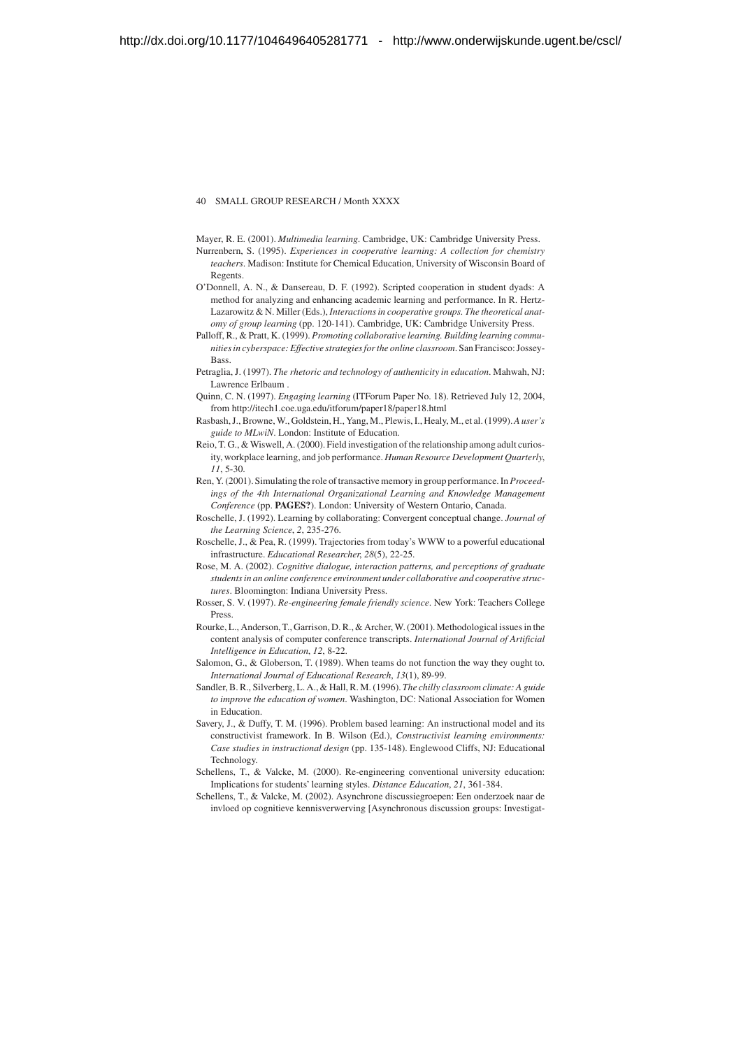Mayer, R. E. (2001). *Multimedia learning*. Cambridge, UK: Cambridge University Press.

Nurrenbern, S. (1995). *Experiences in cooperative learning: A collection for chemistry teachers*. Madison: Institute for Chemical Education, University of Wisconsin Board of Regents.

O'Donnell, A. N., & Dansereau, D. F. (1992). Scripted cooperation in student dyads: A method for analyzing and enhancing academic learning and performance. In R. Hertz-Lazarowitz & N. Miller (Eds.), *Interactions in cooperative groups. The theoretical anatomy of group learning* (pp. 120-141). Cambridge, UK: Cambridge University Press.

Palloff, R., & Pratt, K. (1999). *Promoting collaborative learning. Building learning communities in cyberspace: Effective strategies for the online classroom*. San Francisco: Jossey-Bass.

Petraglia, J. (1997). *The rhetoric and technology of authenticity in education*. Mahwah, NJ: Lawrence Erlbaum .

Quinn, C. N. (1997). *Engaging learning* (ITForum Paper No. 18). Retrieved July 12, 2004, from http://itech1.coe.uga.edu/itforum/paper18/paper18.html

Rasbash, J., Browne, W., Goldstein, H., Yang, M., Plewis, I., Healy, M., et al. (1999). *A user's guide to MLwiN*. London: Institute of Education.

Reio, T. G., & Wiswell, A. (2000). Field investigation of the relationship among adult curiosity, workplace learning, and job performance. *Human Resource Development Quarterly*, *11*, 5-30.

Ren, Y. (2001). Simulating the role of transactive memory in group performance. In *Proceedings of the 4th International Organizational Learning and Knowledge Management Conference* (pp. **PAGES?**). London: University of Western Ontario, Canada.

Roschelle, J. (1992). Learning by collaborating: Convergent conceptual change. *Journal of the Learning Science*, *2*, 235-276.

Roschelle, J., & Pea, R. (1999). Trajectories from today's WWW to a powerful educational infrastructure. *Educational Researcher, 28*(5), 22-25.

Rose, M. A. (2002). *Cognitive dialogue, interaction patterns, and perceptions of graduate students in an online conference environment under collaborative and cooperative structures*. Bloomington: Indiana University Press.

Rosser, S. V. (1997). *Re-engineering female friendly science*. New York: Teachers College Press.

Rourke, L., Anderson, T., Garrison, D. R., & Archer, W. (2001). Methodological issues in the content analysis of computer conference transcripts. *International Journal of Artificial Intelligence in Education*, *12*, 8-22.

Salomon, G., & Globerson, T. (1989). When teams do not function the way they ought to. *International Journal of Educational Research*, *13*(1), 89-99.

Sandler, B. R., Silverberg, L. A., & Hall, R. M. (1996). *The chilly classroom climate: A guide to improve the education of women*. Washington, DC: National Association for Women in Education.

Savery, J., & Duffy, T. M. (1996). Problem based learning: An instructional model and its constructivist framework. In B. Wilson (Ed.), *Constructivist learning environments: Case studies in instructional design* (pp. 135-148). Englewood Cliffs, NJ: Educational Technology.

Schellens, T., & Valcke, M. (2000). Re-engineering conventional university education: Implications for students' learning styles. *Distance Education*, *21*, 361-384.

Schellens, T., & Valcke, M. (2002). Asynchrone discussiegroepen: Een onderzoek naar de invloed op cognitieve kennisverwerving [Asynchronous discussion groups: Investigat-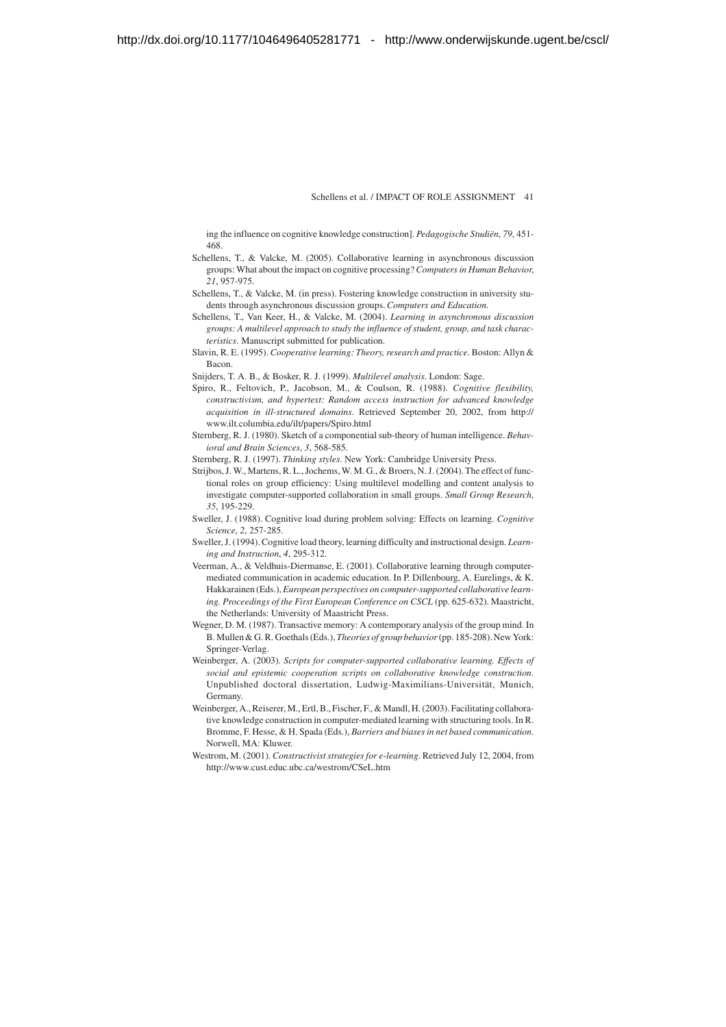ing the influence on cognitive knowledge construction]. *Pedagogische Studiën*, *79*, 451-468.

Schellens, T., & Valcke, M. (2005). Collaborative learning in asynchronous discussion groups: What about the impact on cognitive processing? *Computers in Human Behavior, 21*, 957-975.

Schellens, T., & Valcke, M. (in press). Fostering knowledge construction in university students through asynchronous discussion groups. *Computers and Education.*

Schellens, T., Van Keer, H., & Valcke, M. (2004). *Learning in asynchronous discussion groups: A multilevel approach to study the influence of student, group, and task characteristics*. Manuscript submitted for publication.

Slavin, R. E. (1995). *Cooperative learning: Theory, research and practice*. Boston: Allyn & Bacon.

Snijders, T. A. B., & Bosker, R. J. (1999). *Multilevel analysis*. London: Sage.

Spiro, R., Feltovich, P., Jacobson, M., & Coulson, R. (1988). *Cognitive flexibility, constructivism, and hypertext: Random access instruction for advanced knowledge acquisition in ill-structured domains*. Retrieved September 20, 2002, from http://www.ilt.columbia.edu/ilt/papers/Spiro.html

Sternberg, R. J. (1980). Sketch of a componential sub-theory of human intelligence. *Behavioral and Brain Sciences*, *3*, 568-585.

Sternberg, R. J. (1997). *Thinking styles*. New York: Cambridge University Press.

Strijbos, J. W., Martens, R. L., Jochems, W. M. G., & Broers, N. J. (2004). The effect of functional roles on group efficiency: Using multilevel modelling and content analysis to investigate computer-supported collaboration in small groups. *Small Group Research*, *35*, 195-229.

Sweller, J. (1988). Cognitive load during problem solving: Effects on learning. *Cognitive Science*, *2*, 257-285.

Sweller, J. (1994). Cognitive load theory, learning difficulty and instructional design. *Learning and Instruction*, *4*, 295-312.

Veerman, A., & Veldhuis-Diermanse, E. (2001). Collaborative learning through computer-mediated communication in academic education. In P. Dillenbourg, A. Eurelings, & K. Hakkarainen (Eds.), *European perspectives on computer-supported collaborative learning. Proceedings of the First European Conference on CSCL* (pp. 625-632). Maastricht, the Netherlands: University of Maastricht Press.

Wegner, D. M. (1987). Transactive memory: A contemporary analysis of the group mind. In B. Mullen & G. R. Goethals (Eds.), *Theories of group behavior* (pp. 185-208). New York: Springer-Verlag.

Weinberger, A. (2003). *Scripts for computer-supported collaborative learning. Effects of social and epistemic cooperation scripts on collaborative knowledge construction.* Unpublished doctoral dissertation, Ludwig-Maximilians-Universität, Munich, Germany.

Weinberger, A., Reiserer, M., Ertl, B., Fischer, F., & Mandl, H. (2003). Facilitating collaborative knowledge construction in computer-mediated learning with structuring tools. In R. Bromme, F. Hesse, & H. Spada (Eds.), *Barriers and biases in net based communication.* Norwell, MA: Kluwer.

Westrom, M. (2001). *Constructivist strategies for e-learning*. Retrieved July 12, 2004, from http://www.cust.educ.ubc.ca/westrom/CSeL.htm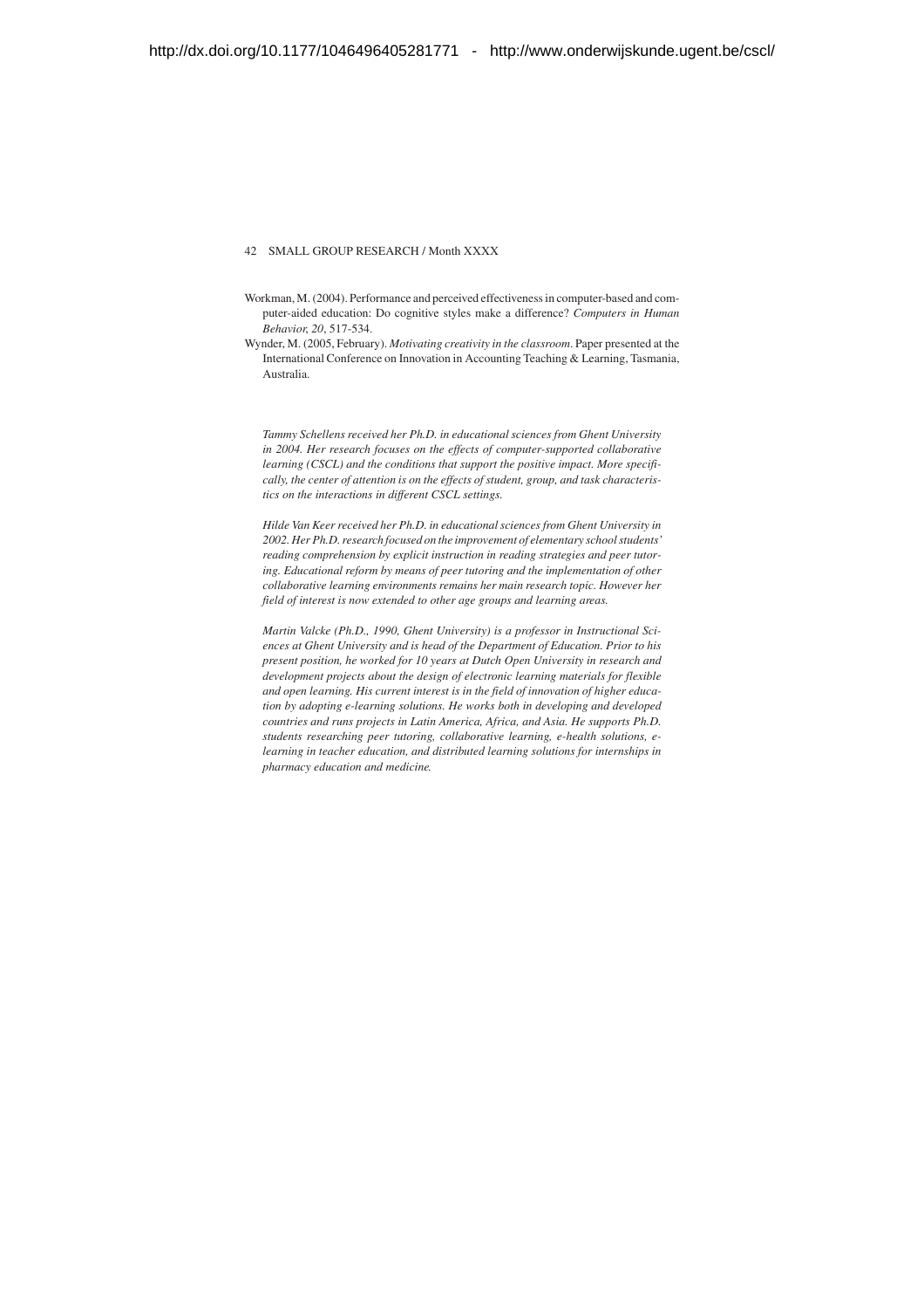Workman, M. (2004). Performance and perceived effectiveness in computer-based and computer-aided education: Do cognitive styles make a difference? *Computers in Human Behavior, 20*, 517-534.

Wynder, M. (2005, February). *Motivating creativity in the classroom*. Paper presented at the International Conference on Innovation in Accounting Teaching & Learning, Tasmania, Australia.

*Tammy Schellens received her Ph.D. in educational sciences from Ghent University in 2004. Her research focuses on the effects of computer-supported collaborative learning (CSCL) and the conditions that support the positive impact. More specifically, the center of attention is on the effects of student, group, and task characteristics on the interactions in different CSCL settings.*

*Hilde Van Keer received her Ph.D. in educational sciences from Ghent University in 2002. Her Ph.D. research focused on the improvement of elementary school students' reading comprehension by explicit instruction in reading strategies and peer tutoring. Educational reform by means of peer tutoring and the implementation of other collaborative learning environments remains her main research topic. However her field of interest is now extended to other age groups and learning areas.*

*Martin Valcke (Ph.D., 1990, Ghent University) is a professor in Instructional Sciences at Ghent University and is head of the Department of Education. Prior to his present position, he worked for 10 years at Dutch Open University in research and development projects about the design of electronic learning materials for flexible and open learning. His current interest is in the field of innovation of higher education by adopting e-learning solutions. He works both in developing and developed countries and runs projects in Latin America, Africa, and Asia. He supports Ph.D. students researching peer tutoring, collaborative learning, e-health solutions, e-learning in teacher education, and distributed learning solutions for internships in pharmacy education and medicine.*